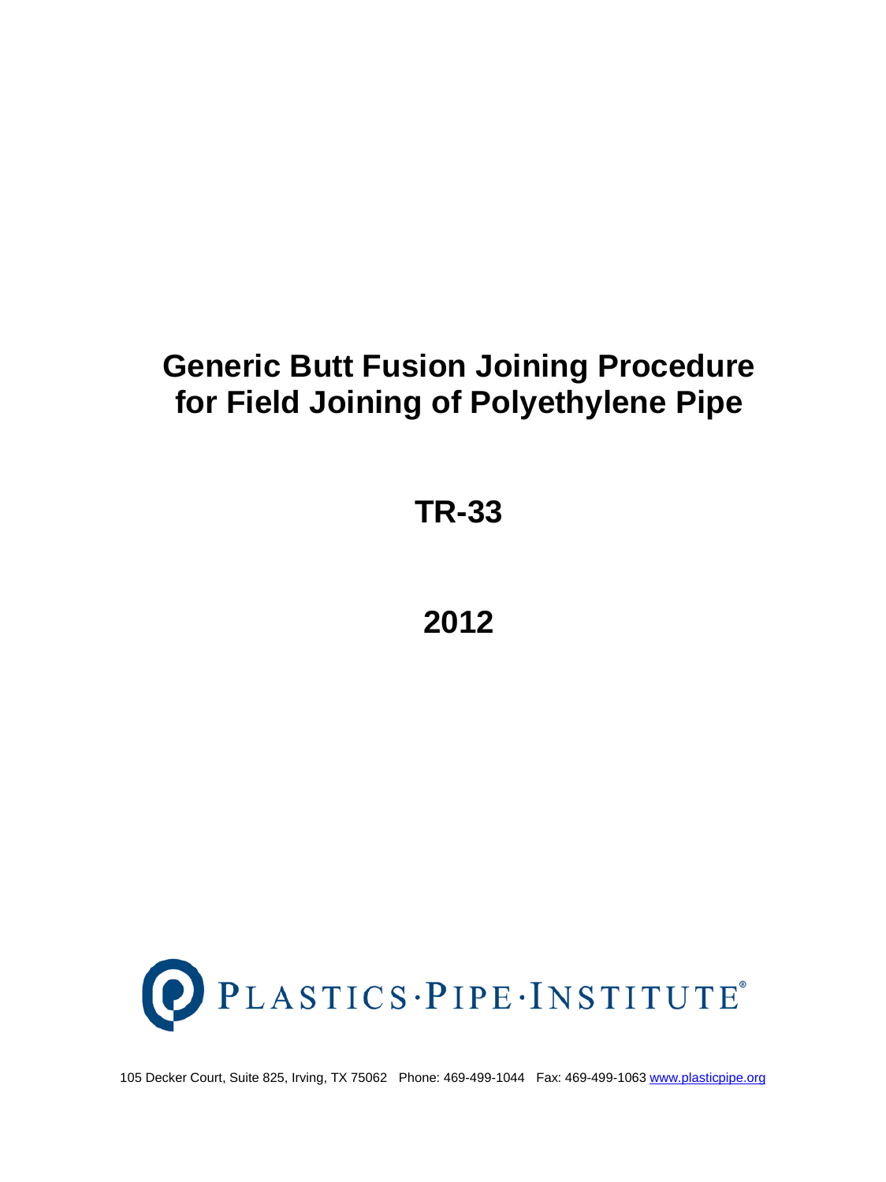# Generic Butt Fusion Joining Procedure for Field Joining of Polyethylene Pipe

## TR-33

## 2012

PLASTICS·PIPE·INSTITUTE®

105 Decker Court, Suite 825, Irving, TX 75062 Phone: 469-499-1044 Fax: 469-499-1063 www.plasticpipe.org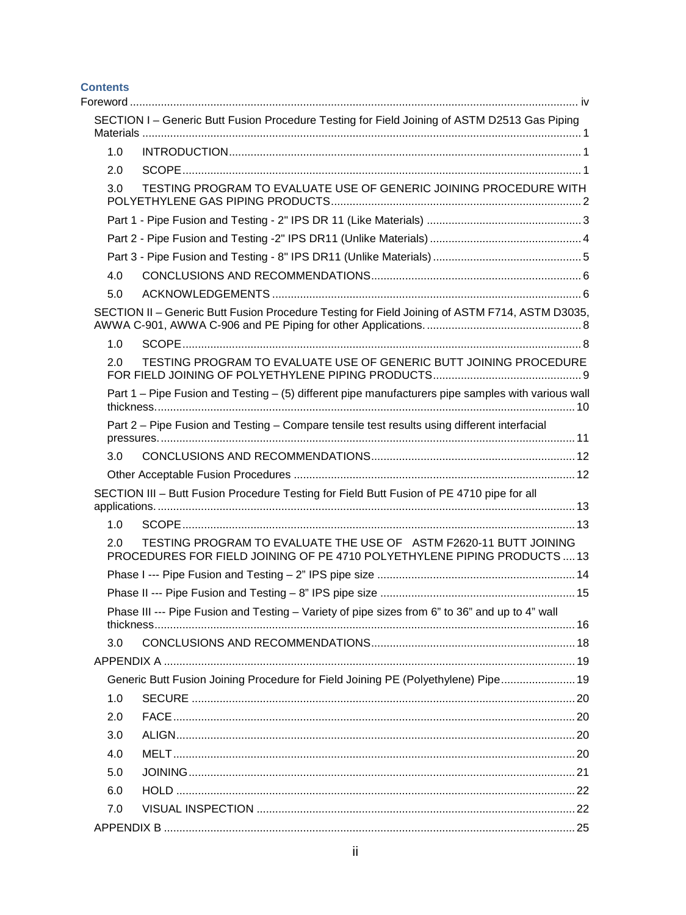## Contents

Foreword ... iv

- SECTION I – Generic Butt Fusion Procedure Testing for Field Joining of ASTM D2513 Gas Piping Materials ... 1
  - 1.0 INTRODUCTION ... 1
  - 2.0 SCOPE ... 1
  - 3.0 TESTING PROGRAM TO EVALUATE USE OF GENERIC JOINING PROCEDURE WITH POLYETHYLENE GAS PIPING PRODUCTS ... 2
    - Part 1 - Pipe Fusion and Testing - 2" IPS DR 11 (Like Materials) ... 3
    - Part 2 - Pipe Fusion and Testing -2" IPS DR11 (Unlike Materials) ... 4
    - Part 3 - Pipe Fusion and Testing - 8" IPS DR11 (Unlike Materials) ... 5
  - 4.0 CONCLUSIONS AND RECOMMENDATIONS ... 6
  - 5.0 ACKNOWLEDGEMENTS ... 6
- SECTION II – Generic Butt Fusion Procedure Testing for Field Joining of ASTM F714, ASTM D3035, AWWA C-901, AWWA C-906 and PE Piping for other Applications. ... 8
  - 1.0 SCOPE ... 8
  - 2.0 TESTING PROGRAM TO EVALUATE USE OF GENERIC BUTT JOINING PROCEDURE FOR FIELD JOINING OF POLYETHYLENE PIPING PRODUCTS ... 9
    - Part 1 – Pipe Fusion and Testing – (5) different pipe manufacturers pipe samples with various wall thickness. ... 10
    - Part 2 – Pipe Fusion and Testing – Compare tensile test results using different interfacial pressures. ... 11
  - 3.0 CONCLUSIONS AND RECOMMENDATIONS ... 12
    - Other Acceptable Fusion Procedures ... 12
- SECTION III – Butt Fusion Procedure Testing for Field Butt Fusion of PE 4710 pipe for all applications. ... 13
  - 1.0 SCOPE ... 13
  - 2.0 TESTING PROGRAM TO EVALUATE THE USE OF ASTM F2620-11 BUTT JOINING PROCEDURES FOR FIELD JOINING OF PE 4710 POLYETHYLENE PIPING PRODUCTS ... 13
    - Phase I --- Pipe Fusion and Testing – 2" IPS pipe size ... 14
    - Phase II --- Pipe Fusion and Testing – 8" IPS pipe size ... 15
    - Phase III --- Pipe Fusion and Testing – Variety of pipe sizes from 6" to 36" and up to 4" wall thickness ... 16
  - 3.0 CONCLUSIONS AND RECOMMENDATIONS ... 18
- APPENDIX A ... 19
  - Generic Butt Fusion Joining Procedure for Field Joining PE (Polyethylene) Pipe ... 19
  - 1.0 SECURE ... 20
  - 2.0 FACE ... 20
  - 3.0 ALIGN ... 20
  - 4.0 MELT ... 20
  - 5.0 JOINING ... 21
  - 6.0 HOLD ... 22
  - 7.0 VISUAL INSPECTION ... 22
- APPENDIX B ... 25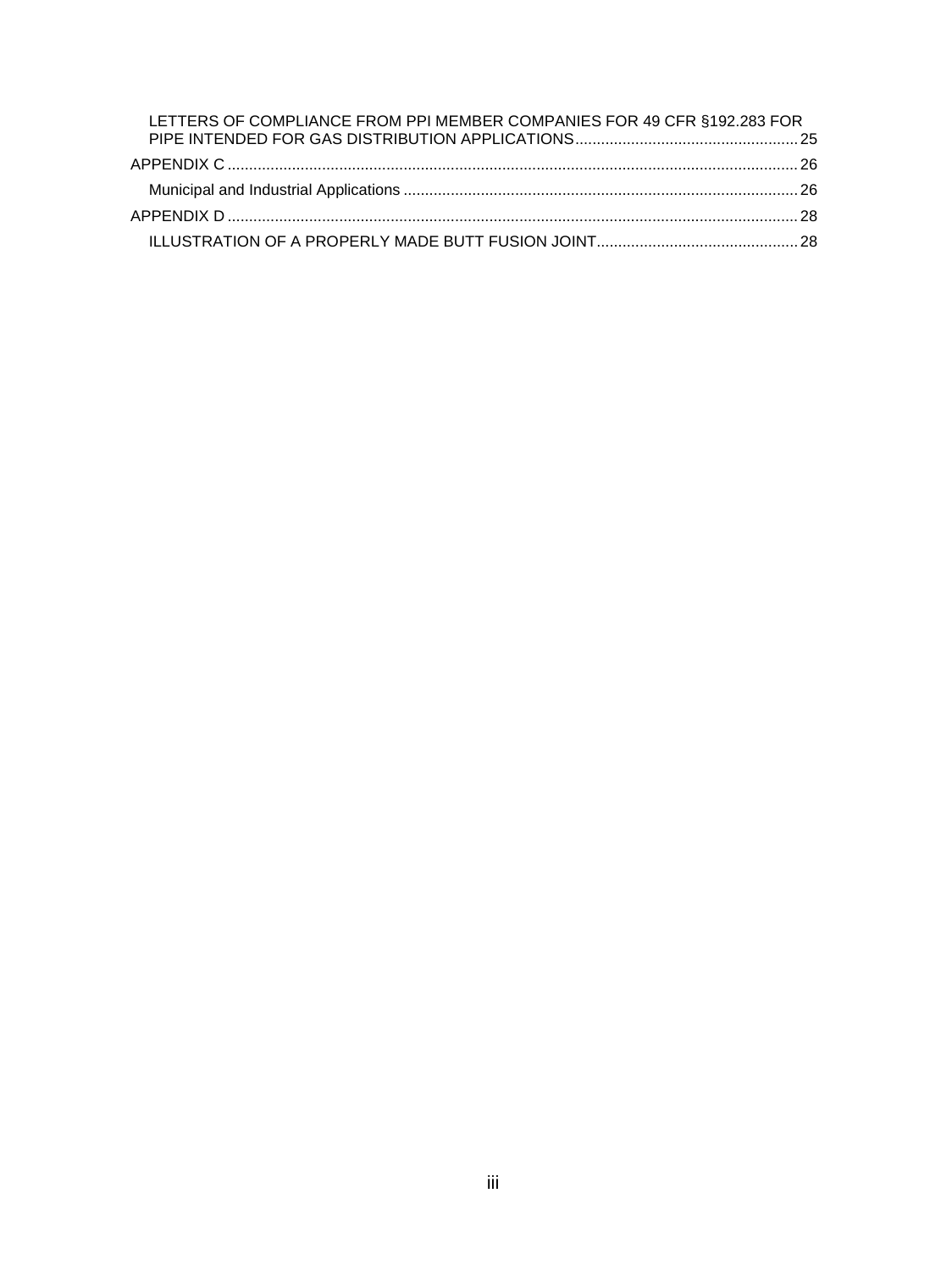LETTERS OF COMPLIANCE FROM PPI MEMBER COMPANIES FOR 49 CFR §192.283 FOR PIPE INTENDED FOR GAS DISTRIBUTION APPLICATIONS .................................................... 25

APPENDIX C ..................................................................................................................................... 26

Municipal and Industrial Applications ............................................................................................ 26

APPENDIX D ..................................................................................................................................... 28

ILLUSTRATION OF A PROPERLY MADE BUTT FUSION JOINT............................................... 28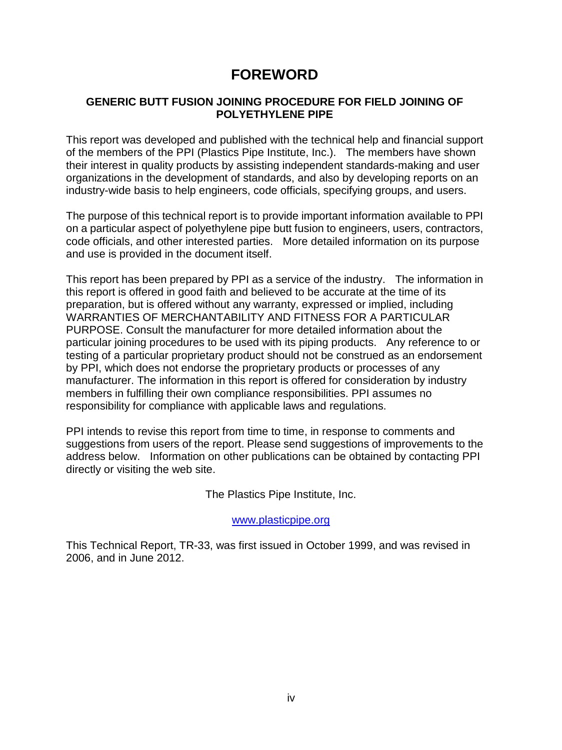# FOREWORD

**GENERIC BUTT FUSION JOINING PROCEDURE FOR FIELD JOINING OF POLYETHYLENE PIPE**

This report was developed and published with the technical help and financial support of the members of the PPI (Plastics Pipe Institute, Inc.). The members have shown their interest in quality products by assisting independent standards-making and user organizations in the development of standards, and also by developing reports on an industry-wide basis to help engineers, code officials, specifying groups, and users.

The purpose of this technical report is to provide important information available to PPI on a particular aspect of polyethylene pipe butt fusion to engineers, users, contractors, code officials, and other interested parties. More detailed information on its purpose and use is provided in the document itself.

This report has been prepared by PPI as a service of the industry. The information in this report is offered in good faith and believed to be accurate at the time of its preparation, but is offered without any warranty, expressed or implied, including WARRANTIES OF MERCHANTABILITY AND FITNESS FOR A PARTICULAR PURPOSE. Consult the manufacturer for more detailed information about the particular joining procedures to be used with its piping products. Any reference to or testing of a particular proprietary product should not be construed as an endorsement by PPI, which does not endorse the proprietary products or processes of any manufacturer. The information in this report is offered for consideration by industry members in fulfilling their own compliance responsibilities. PPI assumes no responsibility for compliance with applicable laws and regulations.

PPI intends to revise this report from time to time, in response to comments and suggestions from users of the report. Please send suggestions of improvements to the address below. Information on other publications can be obtained by contacting PPI directly or visiting the web site.

The Plastics Pipe Institute, Inc.

www.plasticpipe.org

This Technical Report, TR-33, was first issued in October 1999, and was revised in 2006, and in June 2012.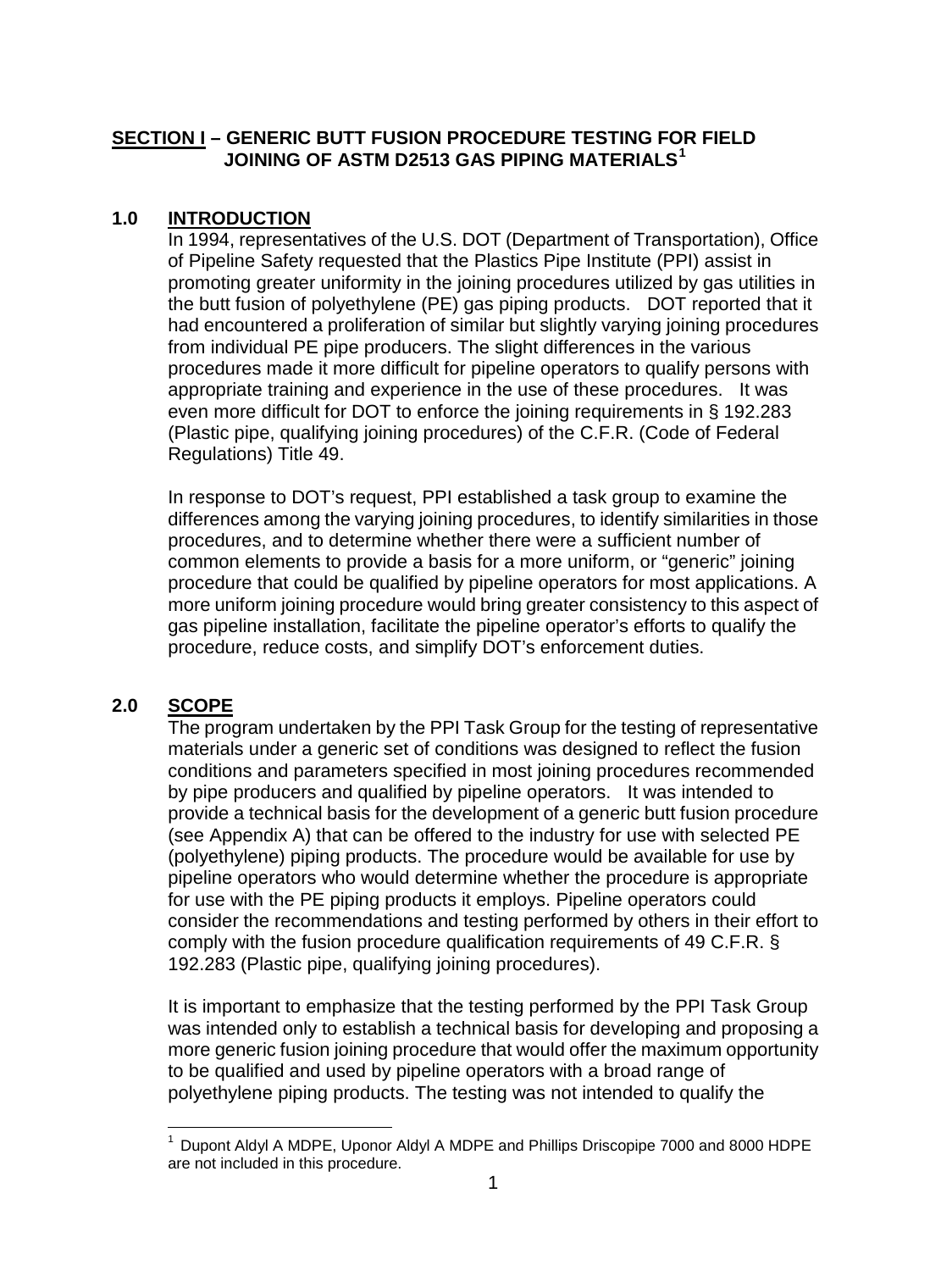## SECTION I – GENERIC BUTT FUSION PROCEDURE TESTING FOR FIELD JOINING OF ASTM D2513 GAS PIPING MATERIALS[1]

### 1.0 INTRODUCTION

In 1994, representatives of the U.S. DOT (Department of Transportation), Office of Pipeline Safety requested that the Plastics Pipe Institute (PPI) assist in promoting greater uniformity in the joining procedures utilized by gas utilities in the butt fusion of polyethylene (PE) gas piping products. DOT reported that it had encountered a proliferation of similar but slightly varying joining procedures from individual PE pipe producers. The slight differences in the various procedures made it more difficult for pipeline operators to qualify persons with appropriate training and experience in the use of these procedures. It was even more difficult for DOT to enforce the joining requirements in § 192.283 (Plastic pipe, qualifying joining procedures) of the C.F.R. (Code of Federal Regulations) Title 49.

In response to DOT's request, PPI established a task group to examine the differences among the varying joining procedures, to identify similarities in those procedures, and to determine whether there were a sufficient number of common elements to provide a basis for a more uniform, or "generic" joining procedure that could be qualified by pipeline operators for most applications. A more uniform joining procedure would bring greater consistency to this aspect of gas pipeline installation, facilitate the pipeline operator's efforts to qualify the procedure, reduce costs, and simplify DOT's enforcement duties.

### 2.0 SCOPE

The program undertaken by the PPI Task Group for the testing of representative materials under a generic set of conditions was designed to reflect the fusion conditions and parameters specified in most joining procedures recommended by pipe producers and qualified by pipeline operators. It was intended to provide a technical basis for the development of a generic butt fusion procedure (see Appendix A) that can be offered to the industry for use with selected PE (polyethylene) piping products. The procedure would be available for use by pipeline operators who would determine whether the procedure is appropriate for use with the PE piping products it employs. Pipeline operators could consider the recommendations and testing performed by others in their effort to comply with the fusion procedure qualification requirements of 49 C.F.R. § 192.283 (Plastic pipe, qualifying joining procedures).

It is important to emphasize that the testing performed by the PPI Task Group was intended only to establish a technical basis for developing and proposing a more generic fusion joining procedure that would offer the maximum opportunity to be qualified and used by pipeline operators with a broad range of polyethylene piping products. The testing was not intended to qualify the

[1] Dupont Aldyl A MDPE, Uponor Aldyl A MDPE and Phillips Driscopipe 7000 and 8000 HDPE are not included in this procedure.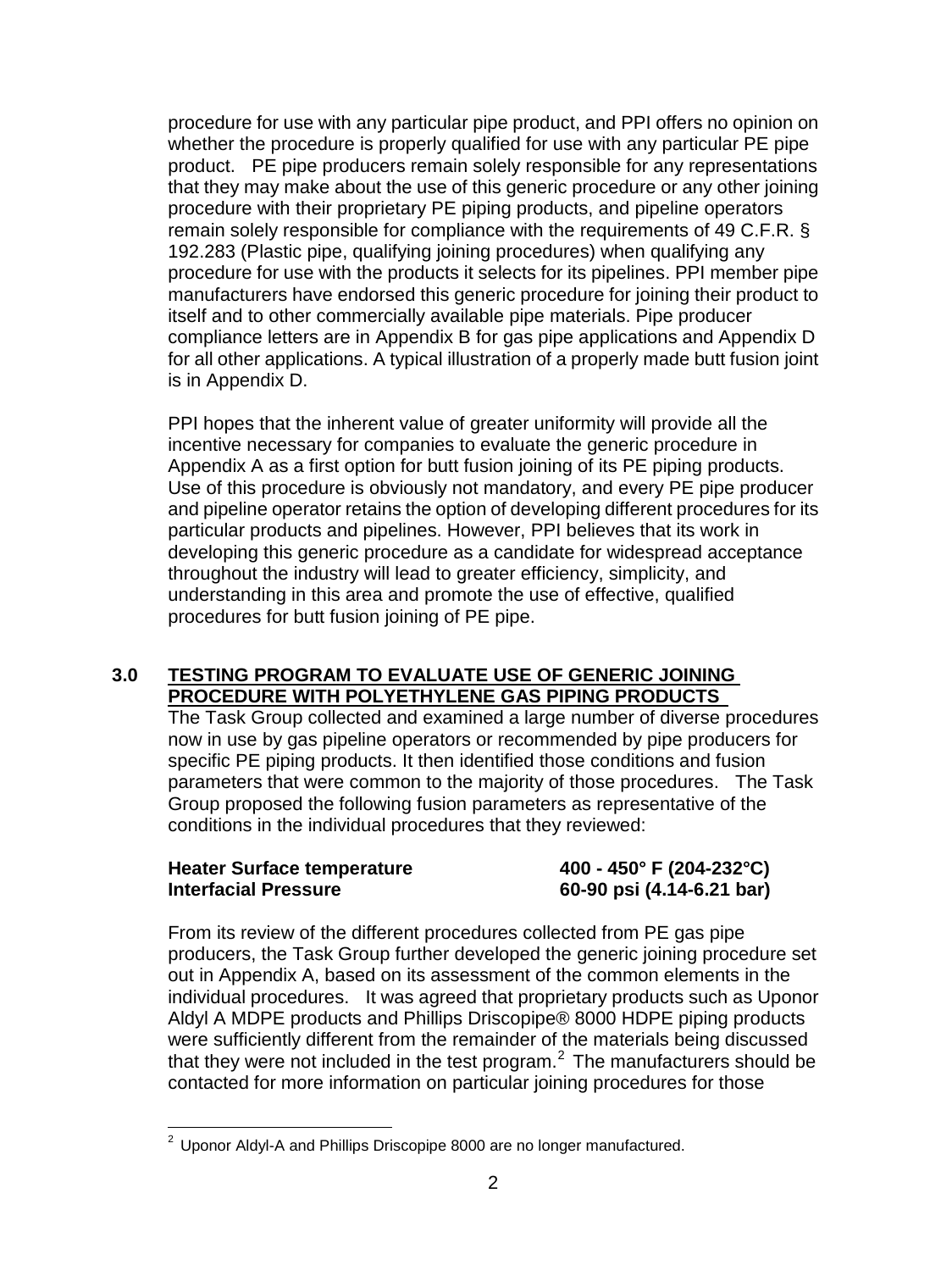procedure for use with any particular pipe product, and PPI offers no opinion on whether the procedure is properly qualified for use with any particular PE pipe product. PE pipe producers remain solely responsible for any representations that they may make about the use of this generic procedure or any other joining procedure with their proprietary PE piping products, and pipeline operators remain solely responsible for compliance with the requirements of 49 C.F.R. § 192.283 (Plastic pipe, qualifying joining procedures) when qualifying any procedure for use with the products it selects for its pipelines. PPI member pipe manufacturers have endorsed this generic procedure for joining their product to itself and to other commercially available pipe materials. Pipe producer compliance letters are in Appendix B for gas pipe applications and Appendix D for all other applications. A typical illustration of a properly made butt fusion joint is in Appendix D.

PPI hopes that the inherent value of greater uniformity will provide all the incentive necessary for companies to evaluate the generic procedure in Appendix A as a first option for butt fusion joining of its PE piping products. Use of this procedure is obviously not mandatory, and every PE pipe producer and pipeline operator retains the option of developing different procedures for its particular products and pipelines. However, PPI believes that its work in developing this generic procedure as a candidate for widespread acceptance throughout the industry will lead to greater efficiency, simplicity, and understanding in this area and promote the use of effective, qualified procedures for butt fusion joining of PE pipe.

## 3.0 TESTING PROGRAM TO EVALUATE USE OF GENERIC JOINING PROCEDURE WITH POLYETHYLENE GAS PIPING PRODUCTS

The Task Group collected and examined a large number of diverse procedures now in use by gas pipeline operators or recommended by pipe producers for specific PE piping products. It then identified those conditions and fusion parameters that were common to the majority of those procedures. The Task Group proposed the following fusion parameters as representative of the conditions in the individual procedures that they reviewed:

**Heater Surface temperature** **400 - 450° F (204-232°C)**
**Interfacial Pressure** **60-90 psi (4.14-6.21 bar)**

From its review of the different procedures collected from PE gas pipe producers, the Task Group further developed the generic joining procedure set out in Appendix A, based on its assessment of the common elements in the individual procedures. It was agreed that proprietary products such as Uponor Aldyl A MDPE products and Phillips Driscopipe® 8000 HDPE piping products were sufficiently different from the remainder of the materials being discussed that they were not included in the test program.[2] The manufacturers should be contacted for more information on particular joining procedures for those

[2] Uponor Aldyl-A and Phillips Driscopipe 8000 are no longer manufactured.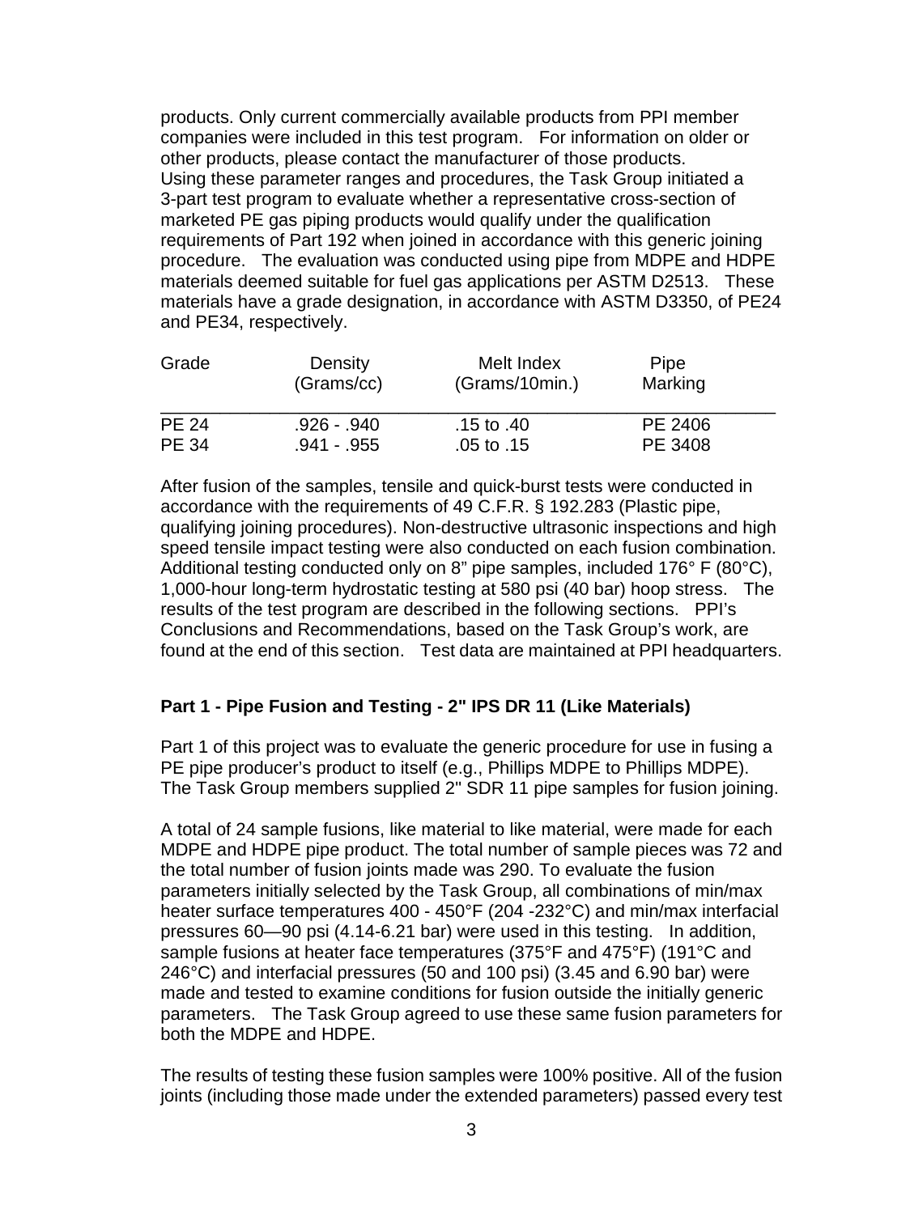products. Only current commercially available products from PPI member companies were included in this test program. For information on older or other products, please contact the manufacturer of those products.
Using these parameter ranges and procedures, the Task Group initiated a 3-part test program to evaluate whether a representative cross-section of marketed PE gas piping products would qualify under the qualification requirements of Part 192 when joined in accordance with this generic joining procedure. The evaluation was conducted using pipe from MDPE and HDPE materials deemed suitable for fuel gas applications per ASTM D2513. These materials have a grade designation, in accordance with ASTM D3350, of PE24 and PE34, respectively.

| Grade | Density (Grams/cc) | Melt Index (Grams/10min.) | Pipe Marking |
|---|---|---|---|
| PE 24 | .926 - .940 | .15 to .40 | PE 2406 |
| PE 34 | .941 - .955 | .05 to .15 | PE 3408 |

After fusion of the samples, tensile and quick-burst tests were conducted in accordance with the requirements of 49 C.F.R. § 192.283 (Plastic pipe, qualifying joining procedures). Non-destructive ultrasonic inspections and high speed tensile impact testing were also conducted on each fusion combination. Additional testing conducted only on 8" pipe samples, included 176° F (80°C), 1,000-hour long-term hydrostatic testing at 580 psi (40 bar) hoop stress. The results of the test program are described in the following sections. PPI's Conclusions and Recommendations, based on the Task Group's work, are found at the end of this section. Test data are maintained at PPI headquarters.

**Part 1 - Pipe Fusion and Testing - 2" IPS DR 11 (Like Materials)**

Part 1 of this project was to evaluate the generic procedure for use in fusing a PE pipe producer's product to itself (e.g., Phillips MDPE to Phillips MDPE). The Task Group members supplied 2" SDR 11 pipe samples for fusion joining.

A total of 24 sample fusions, like material to like material, were made for each MDPE and HDPE pipe product. The total number of sample pieces was 72 and the total number of fusion joints made was 290. To evaluate the fusion parameters initially selected by the Task Group, all combinations of min/max heater surface temperatures 400 - 450°F (204 -232°C) and min/max interfacial pressures 60—90 psi (4.14-6.21 bar) were used in this testing. In addition, sample fusions at heater face temperatures (375°F and 475°F) (191°C and 246°C) and interfacial pressures (50 and 100 psi) (3.45 and 6.90 bar) were made and tested to examine conditions for fusion outside the initially generic parameters. The Task Group agreed to use these same fusion parameters for both the MDPE and HDPE.

The results of testing these fusion samples were 100% positive. All of the fusion joints (including those made under the extended parameters) passed every test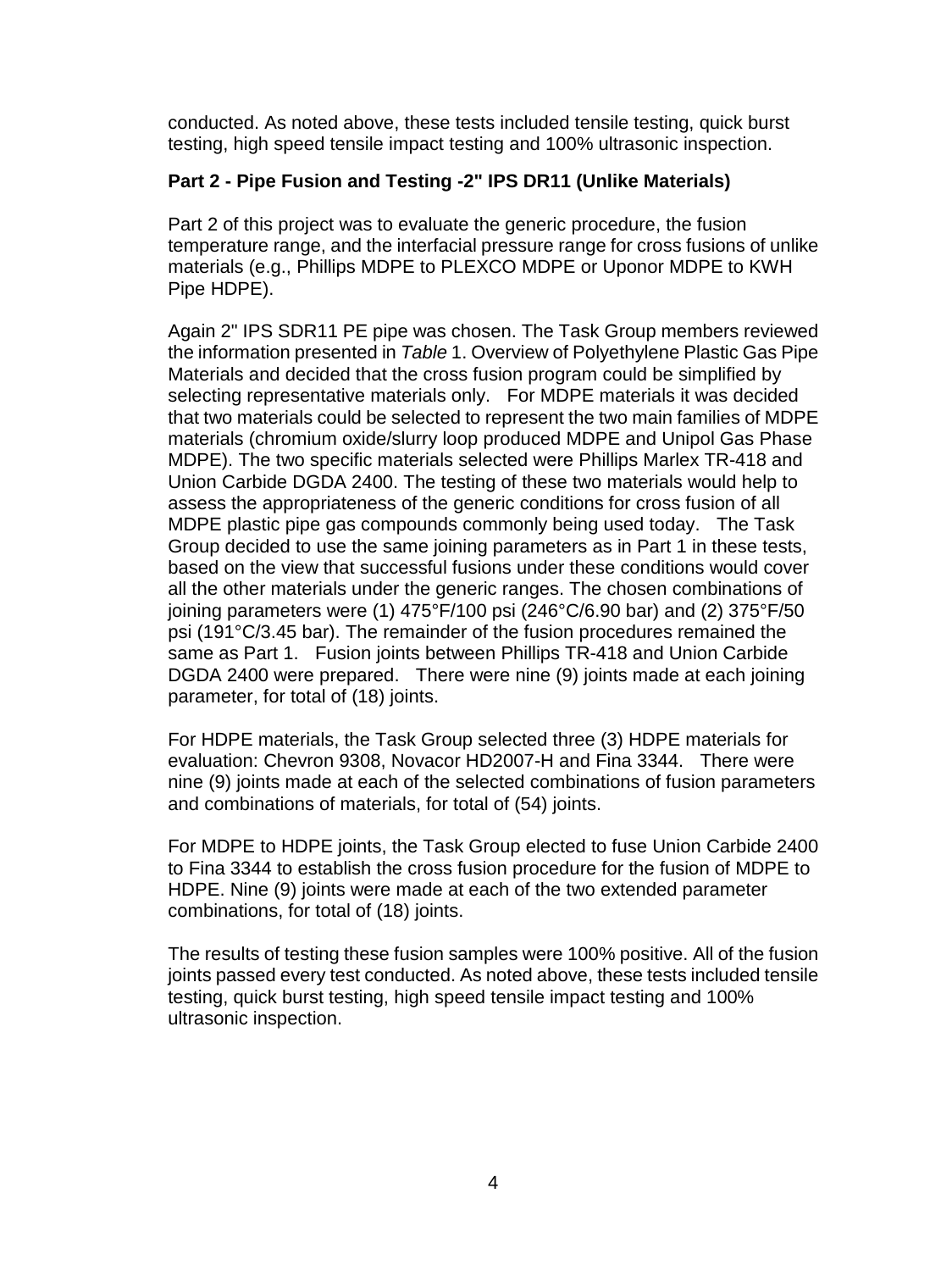conducted. As noted above, these tests included tensile testing, quick burst testing, high speed tensile impact testing and 100% ultrasonic inspection.

**Part 2 - Pipe Fusion and Testing -2" IPS DR11 (Unlike Materials)**

Part 2 of this project was to evaluate the generic procedure, the fusion temperature range, and the interfacial pressure range for cross fusions of unlike materials (e.g., Phillips MDPE to PLEXCO MDPE or Uponor MDPE to KWH Pipe HDPE).

Again 2" IPS SDR11 PE pipe was chosen. The Task Group members reviewed the information presented in *Table* 1. Overview of Polyethylene Plastic Gas Pipe Materials and decided that the cross fusion program could be simplified by selecting representative materials only. For MDPE materials it was decided that two materials could be selected to represent the two main families of MDPE materials (chromium oxide/slurry loop produced MDPE and Unipol Gas Phase MDPE). The two specific materials selected were Phillips Marlex TR-418 and Union Carbide DGDA 2400. The testing of these two materials would help to assess the appropriateness of the generic conditions for cross fusion of all MDPE plastic pipe gas compounds commonly being used today. The Task Group decided to use the same joining parameters as in Part 1 in these tests, based on the view that successful fusions under these conditions would cover all the other materials under the generic ranges. The chosen combinations of joining parameters were (1) 475°F/100 psi (246°C/6.90 bar) and (2) 375°F/50 psi (191°C/3.45 bar). The remainder of the fusion procedures remained the same as Part 1. Fusion joints between Phillips TR-418 and Union Carbide DGDA 2400 were prepared. There were nine (9) joints made at each joining parameter, for total of (18) joints.

For HDPE materials, the Task Group selected three (3) HDPE materials for evaluation: Chevron 9308, Novacor HD2007-H and Fina 3344. There were nine (9) joints made at each of the selected combinations of fusion parameters and combinations of materials, for total of (54) joints.

For MDPE to HDPE joints, the Task Group elected to fuse Union Carbide 2400 to Fina 3344 to establish the cross fusion procedure for the fusion of MDPE to HDPE. Nine (9) joints were made at each of the two extended parameter combinations, for total of (18) joints.

The results of testing these fusion samples were 100% positive. All of the fusion joints passed every test conducted. As noted above, these tests included tensile testing, quick burst testing, high speed tensile impact testing and 100% ultrasonic inspection.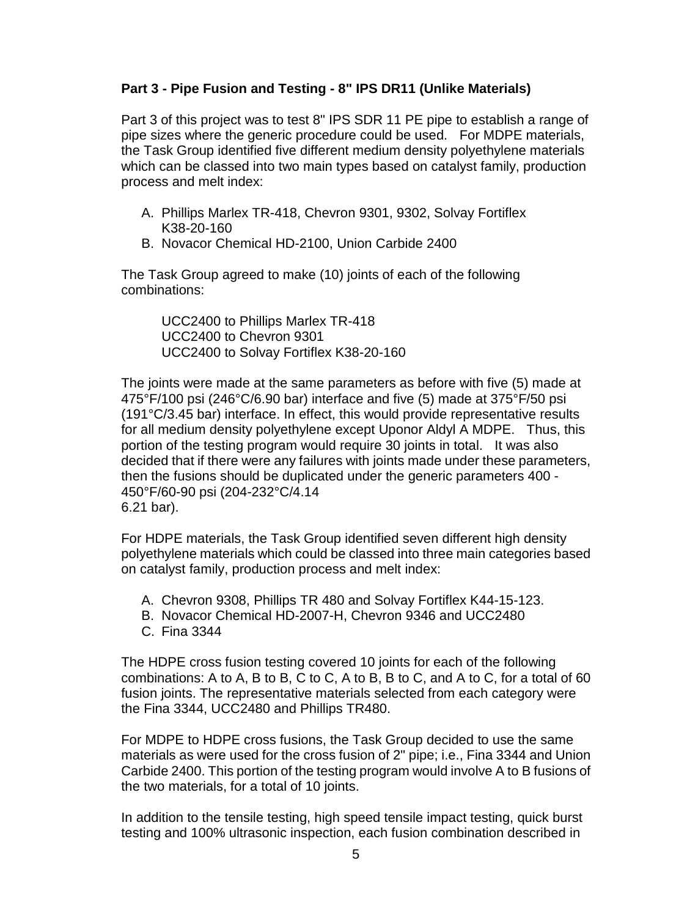**Part 3 - Pipe Fusion and Testing - 8" IPS DR11 (Unlike Materials)**

Part 3 of this project was to test 8" IPS SDR 11 PE pipe to establish a range of pipe sizes where the generic procedure could be used. For MDPE materials, the Task Group identified five different medium density polyethylene materials which can be classed into two main types based on catalyst family, production process and melt index:

A. Phillips Marlex TR-418, Chevron 9301, 9302, Solvay Fortiflex K38-20-160
B. Novacor Chemical HD-2100, Union Carbide 2400

The Task Group agreed to make (10) joints of each of the following combinations:

UCC2400 to Phillips Marlex TR-418
UCC2400 to Chevron 9301
UCC2400 to Solvay Fortiflex K38-20-160

The joints were made at the same parameters as before with five (5) made at 475°F/100 psi (246°C/6.90 bar) interface and five (5) made at 375°F/50 psi (191°C/3.45 bar) interface. In effect, this would provide representative results for all medium density polyethylene except Uponor Aldyl A MDPE. Thus, this portion of the testing program would require 30 joints in total. It was also decided that if there were any failures with joints made under these parameters, then the fusions should be duplicated under the generic parameters 400 - 450°F/60-90 psi (204-232°C/4.14
6.21 bar).

For HDPE materials, the Task Group identified seven different high density polyethylene materials which could be classed into three main categories based on catalyst family, production process and melt index:

A. Chevron 9308, Phillips TR 480 and Solvay Fortiflex K44-15-123.
B. Novacor Chemical HD-2007-H, Chevron 9346 and UCC2480
C. Fina 3344

The HDPE cross fusion testing covered 10 joints for each of the following combinations: A to A, B to B, C to C, A to B, B to C, and A to C, for a total of 60 fusion joints. The representative materials selected from each category were the Fina 3344, UCC2480 and Phillips TR480.

For MDPE to HDPE cross fusions, the Task Group decided to use the same materials as were used for the cross fusion of 2" pipe; i.e., Fina 3344 and Union Carbide 2400. This portion of the testing program would involve A to B fusions of the two materials, for a total of 10 joints.

In addition to the tensile testing, high speed tensile impact testing, quick burst testing and 100% ultrasonic inspection, each fusion combination described in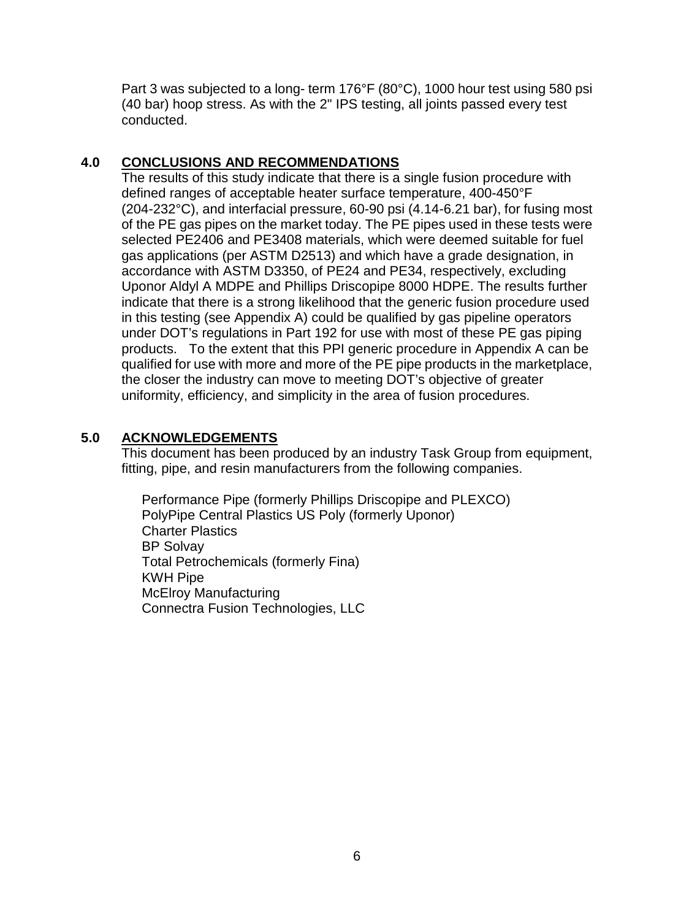Part 3 was subjected to a long- term 176°F (80°C), 1000 hour test using 580 psi (40 bar) hoop stress. As with the 2" IPS testing, all joints passed every test conducted.

## 4.0 CONCLUSIONS AND RECOMMENDATIONS

The results of this study indicate that there is a single fusion procedure with defined ranges of acceptable heater surface temperature, 400-450°F (204-232°C), and interfacial pressure, 60-90 psi (4.14-6.21 bar), for fusing most of the PE gas pipes on the market today. The PE pipes used in these tests were selected PE2406 and PE3408 materials, which were deemed suitable for fuel gas applications (per ASTM D2513) and which have a grade designation, in accordance with ASTM D3350, of PE24 and PE34, respectively, excluding Uponor Aldyl A MDPE and Phillips Driscopipe 8000 HDPE. The results further indicate that there is a strong likelihood that the generic fusion procedure used in this testing (see Appendix A) could be qualified by gas pipeline operators under DOT's regulations in Part 192 for use with most of these PE gas piping products. To the extent that this PPI generic procedure in Appendix A can be qualified for use with more and more of the PE pipe products in the marketplace, the closer the industry can move to meeting DOT's objective of greater uniformity, efficiency, and simplicity in the area of fusion procedures.

## 5.0 ACKNOWLEDGEMENTS

This document has been produced by an industry Task Group from equipment, fitting, pipe, and resin manufacturers from the following companies.

Performance Pipe (formerly Phillips Driscopipe and PLEXCO)
PolyPipe Central Plastics US Poly (formerly Uponor)
Charter Plastics
BP Solvay
Total Petrochemicals (formerly Fina)
KWH Pipe
McElroy Manufacturing
Connectra Fusion Technologies, LLC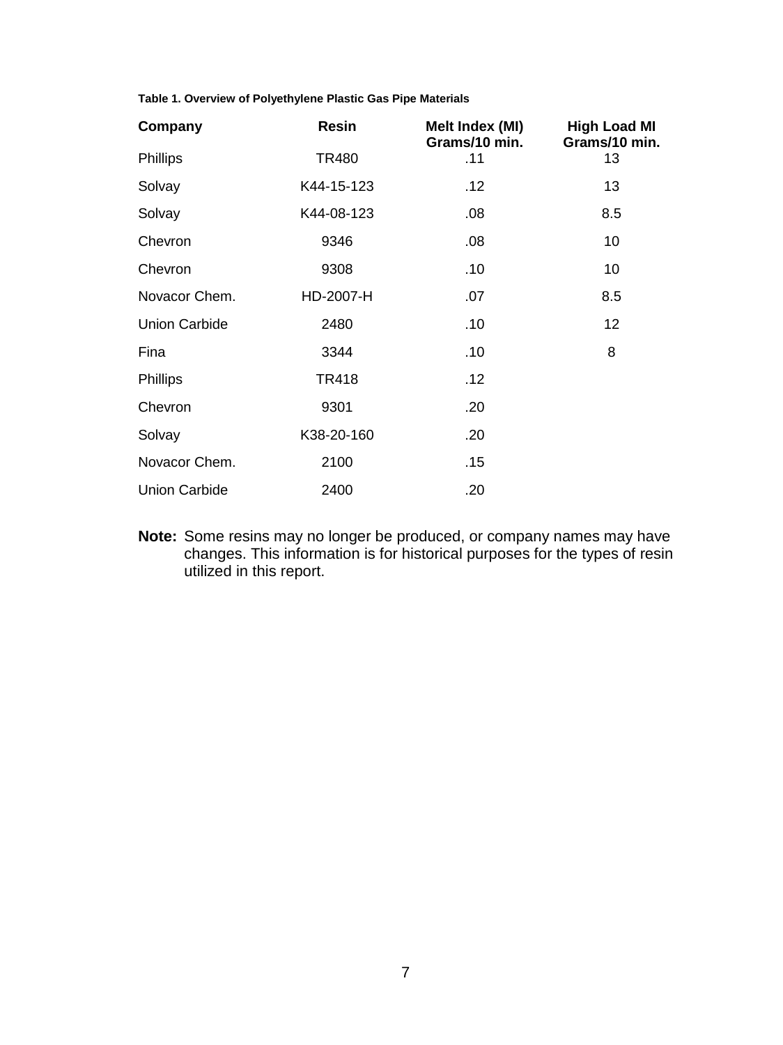**Table 1. Overview of Polyethylene Plastic Gas Pipe Materials**

| Company | Resin | Melt Index (MI) Grams/10 min. | High Load MI Grams/10 min. |
|---|---|---|---|
| Phillips | TR480 | .11 | 13 |
| Solvay | K44-15-123 | .12 | 13 |
| Solvay | K44-08-123 | .08 | 8.5 |
| Chevron | 9346 | .08 | 10 |
| Chevron | 9308 | .10 | 10 |
| Novacor Chem. | HD-2007-H | .07 | 8.5 |
| Union Carbide | 2480 | .10 | 12 |
| Fina | 3344 | .10 | 8 |
| Phillips | TR418 | .12 | |
| Chevron | 9301 | .20 | |
| Solvay | K38-20-160 | .20 | |
| Novacor Chem. | 2100 | .15 | |
| Union Carbide | 2400 | .20 | |

**Note:** Some resins may no longer be produced, or company names may have changes. This information is for historical purposes for the types of resin utilized in this report.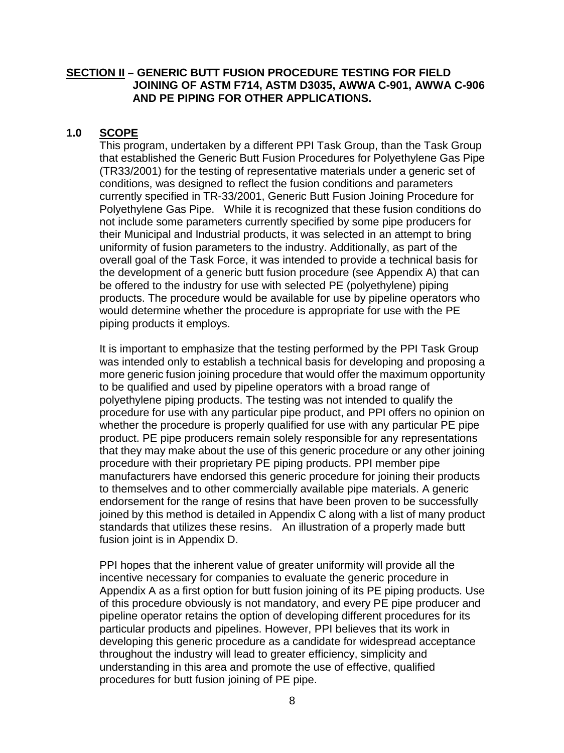## SECTION II – GENERIC BUTT FUSION PROCEDURE TESTING FOR FIELD JOINING OF ASTM F714, ASTM D3035, AWWA C-901, AWWA C-906 AND PE PIPING FOR OTHER APPLICATIONS.

### 1.0 SCOPE

This program, undertaken by a different PPI Task Group, than the Task Group that established the Generic Butt Fusion Procedures for Polyethylene Gas Pipe (TR33/2001) for the testing of representative materials under a generic set of conditions, was designed to reflect the fusion conditions and parameters currently specified in TR-33/2001, Generic Butt Fusion Joining Procedure for Polyethylene Gas Pipe. While it is recognized that these fusion conditions do not include some parameters currently specified by some pipe producers for their Municipal and Industrial products, it was selected in an attempt to bring uniformity of fusion parameters to the industry. Additionally, as part of the overall goal of the Task Force, it was intended to provide a technical basis for the development of a generic butt fusion procedure (see Appendix A) that can be offered to the industry for use with selected PE (polyethylene) piping products. The procedure would be available for use by pipeline operators who would determine whether the procedure is appropriate for use with the PE piping products it employs.

It is important to emphasize that the testing performed by the PPI Task Group was intended only to establish a technical basis for developing and proposing a more generic fusion joining procedure that would offer the maximum opportunity to be qualified and used by pipeline operators with a broad range of polyethylene piping products. The testing was not intended to qualify the procedure for use with any particular pipe product, and PPI offers no opinion on whether the procedure is properly qualified for use with any particular PE pipe product. PE pipe producers remain solely responsible for any representations that they may make about the use of this generic procedure or any other joining procedure with their proprietary PE piping products. PPI member pipe manufacturers have endorsed this generic procedure for joining their products to themselves and to other commercially available pipe materials. A generic endorsement for the range of resins that have been proven to be successfully joined by this method is detailed in Appendix C along with a list of many product standards that utilizes these resins. An illustration of a properly made butt fusion joint is in Appendix D.

PPI hopes that the inherent value of greater uniformity will provide all the incentive necessary for companies to evaluate the generic procedure in Appendix A as a first option for butt fusion joining of its PE piping products. Use of this procedure obviously is not mandatory, and every PE pipe producer and pipeline operator retains the option of developing different procedures for its particular products and pipelines. However, PPI believes that its work in developing this generic procedure as a candidate for widespread acceptance throughout the industry will lead to greater efficiency, simplicity and understanding in this area and promote the use of effective, qualified procedures for butt fusion joining of PE pipe.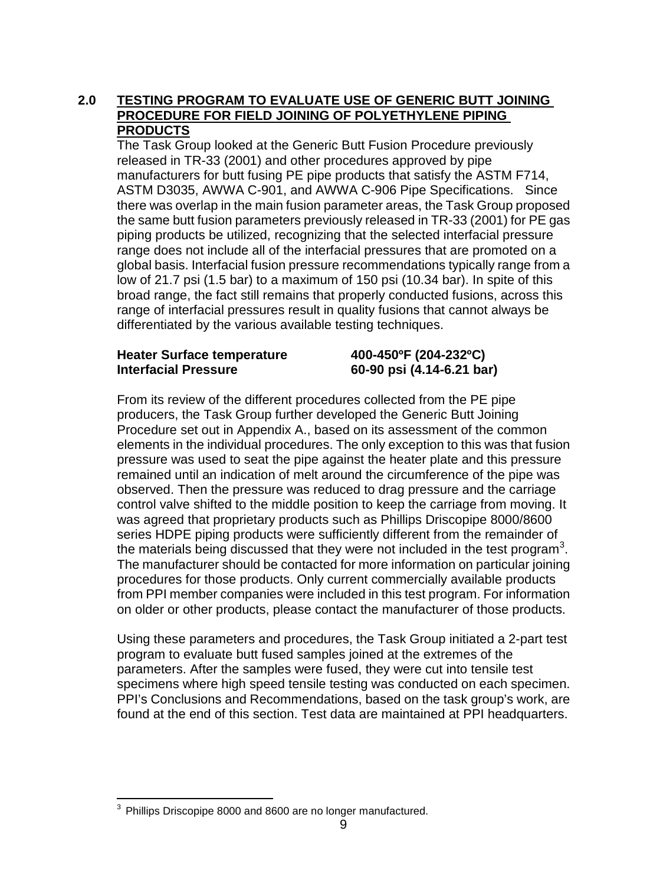## 2.0 TESTING PROGRAM TO EVALUATE USE OF GENERIC BUTT JOINING PROCEDURE FOR FIELD JOINING OF POLYETHYLENE PIPING PRODUCTS

The Task Group looked at the Generic Butt Fusion Procedure previously released in TR-33 (2001) and other procedures approved by pipe manufacturers for butt fusing PE pipe products that satisfy the ASTM F714, ASTM D3035, AWWA C-901, and AWWA C-906 Pipe Specifications. Since there was overlap in the main fusion parameter areas, the Task Group proposed the same butt fusion parameters previously released in TR-33 (2001) for PE gas piping products be utilized, recognizing that the selected interfacial pressure range does not include all of the interfacial pressures that are promoted on a global basis. Interfacial fusion pressure recommendations typically range from a low of 21.7 psi (1.5 bar) to a maximum of 150 psi (10.34 bar). In spite of this broad range, the fact still remains that properly conducted fusions, across this range of interfacial pressures result in quality fusions that cannot always be differentiated by the various available testing techniques.

| | |
|---|---|
| **Heater Surface temperature** | **400-450ºF (204-232ºC)** |
| **Interfacial Pressure** | **60-90 psi (4.14-6.21 bar)** |

From its review of the different procedures collected from the PE pipe producers, the Task Group further developed the Generic Butt Joining Procedure set out in Appendix A., based on its assessment of the common elements in the individual procedures. The only exception to this was that fusion pressure was used to seat the pipe against the heater plate and this pressure remained until an indication of melt around the circumference of the pipe was observed. Then the pressure was reduced to drag pressure and the carriage control valve shifted to the middle position to keep the carriage from moving. It was agreed that proprietary products such as Phillips Driscopipe 8000/8600 series HDPE piping products were sufficiently different from the remainder of the materials being discussed that they were not included in the test program[3]. The manufacturer should be contacted for more information on particular joining procedures for those products. Only current commercially available products from PPI member companies were included in this test program. For information on older or other products, please contact the manufacturer of those products.

Using these parameters and procedures, the Task Group initiated a 2-part test program to evaluate butt fused samples joined at the extremes of the parameters. After the samples were fused, they were cut into tensile test specimens where high speed tensile testing was conducted on each specimen. PPI's Conclusions and Recommendations, based on the task group's work, are found at the end of this section. Test data are maintained at PPI headquarters.

[3] Phillips Driscopipe 8000 and 8600 are no longer manufactured.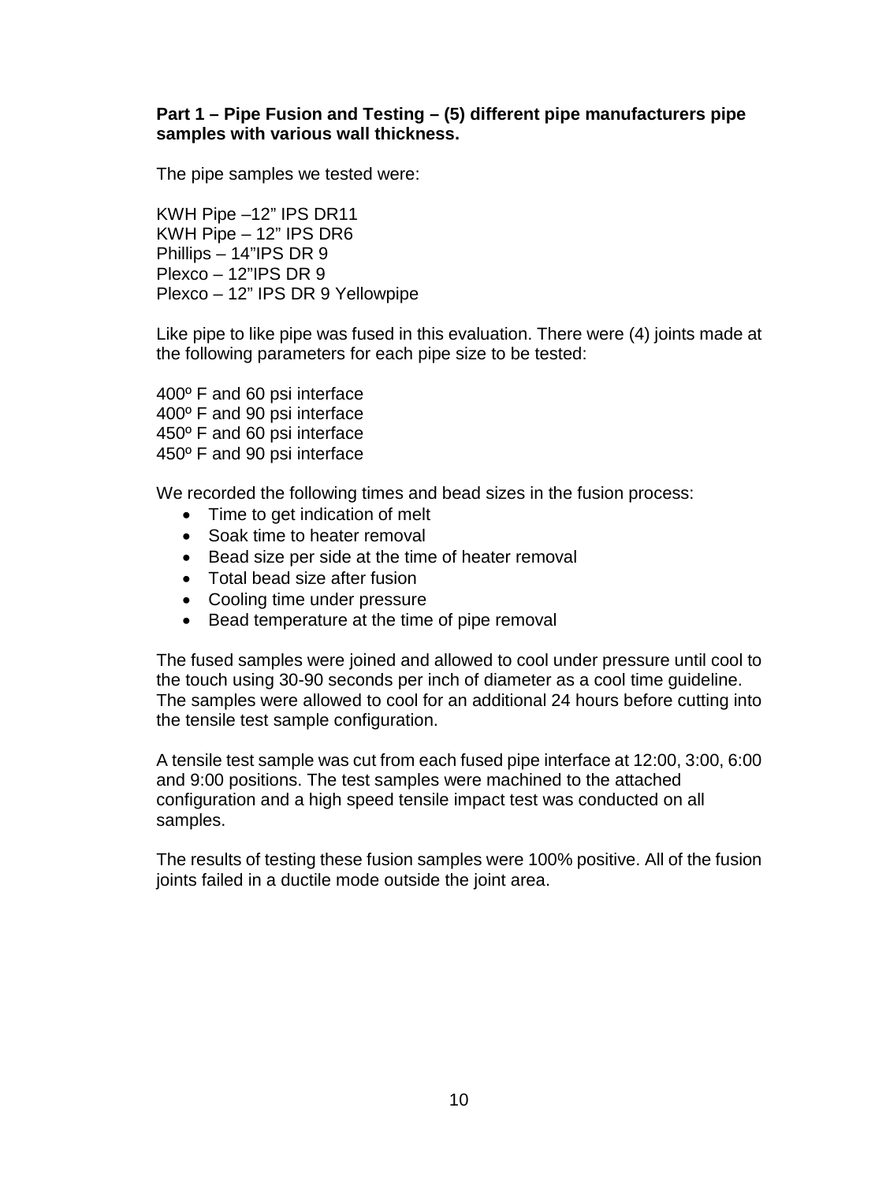**Part 1 – Pipe Fusion and Testing – (5) different pipe manufacturers pipe samples with various wall thickness.**

The pipe samples we tested were:

KWH Pipe –12" IPS DR11
KWH Pipe – 12" IPS DR6
Phillips – 14"IPS DR 9
Plexco – 12"IPS DR 9
Plexco – 12" IPS DR 9 Yellowpipe

Like pipe to like pipe was fused in this evaluation. There were (4) joints made at the following parameters for each pipe size to be tested:

400º F and 60 psi interface
400º F and 90 psi interface
450º F and 60 psi interface
450º F and 90 psi interface

We recorded the following times and bead sizes in the fusion process:

- Time to get indication of melt
- Soak time to heater removal
- Bead size per side at the time of heater removal
- Total bead size after fusion
- Cooling time under pressure
- Bead temperature at the time of pipe removal

The fused samples were joined and allowed to cool under pressure until cool to the touch using 30-90 seconds per inch of diameter as a cool time guideline. The samples were allowed to cool for an additional 24 hours before cutting into the tensile test sample configuration.

A tensile test sample was cut from each fused pipe interface at 12:00, 3:00, 6:00 and 9:00 positions. The test samples were machined to the attached configuration and a high speed tensile impact test was conducted on all samples.

The results of testing these fusion samples were 100% positive. All of the fusion joints failed in a ductile mode outside the joint area.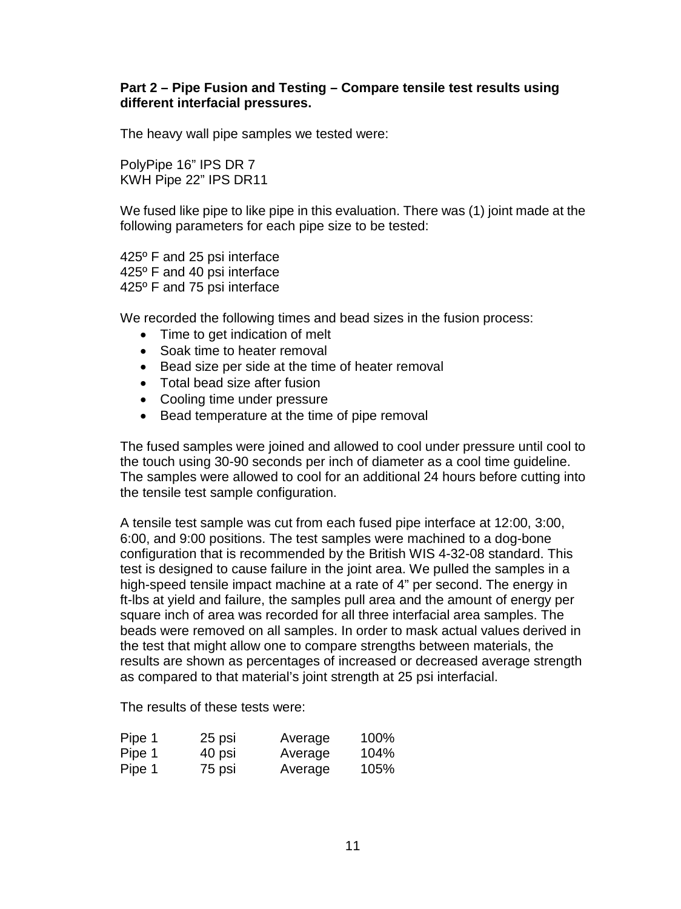**Part 2 – Pipe Fusion and Testing – Compare tensile test results using different interfacial pressures.**

The heavy wall pipe samples we tested were:

PolyPipe 16" IPS DR 7
KWH Pipe 22" IPS DR11

We fused like pipe to like pipe in this evaluation. There was (1) joint made at the following parameters for each pipe size to be tested:

425º F and 25 psi interface
425º F and 40 psi interface
425º F and 75 psi interface

We recorded the following times and bead sizes in the fusion process:

- Time to get indication of melt
- Soak time to heater removal
- Bead size per side at the time of heater removal
- Total bead size after fusion
- Cooling time under pressure
- Bead temperature at the time of pipe removal

The fused samples were joined and allowed to cool under pressure until cool to the touch using 30-90 seconds per inch of diameter as a cool time guideline. The samples were allowed to cool for an additional 24 hours before cutting into the tensile test sample configuration.

A tensile test sample was cut from each fused pipe interface at 12:00, 3:00, 6:00, and 9:00 positions. The test samples were machined to a dog-bone configuration that is recommended by the British WIS 4-32-08 standard. This test is designed to cause failure in the joint area. We pulled the samples in a high-speed tensile impact machine at a rate of 4" per second. The energy in ft-lbs at yield and failure, the samples pull area and the amount of energy per square inch of area was recorded for all three interfacial area samples. The beads were removed on all samples. In order to mask actual values derived in the test that might allow one to compare strengths between materials, the results are shown as percentages of increased or decreased average strength as compared to that material's joint strength at 25 psi interfacial.

The results of these tests were:

| | | | |
|---|---|---|---|
| Pipe 1 | 25 psi | Average | 100% |
| Pipe 1 | 40 psi | Average | 104% |
| Pipe 1 | 75 psi | Average | 105% |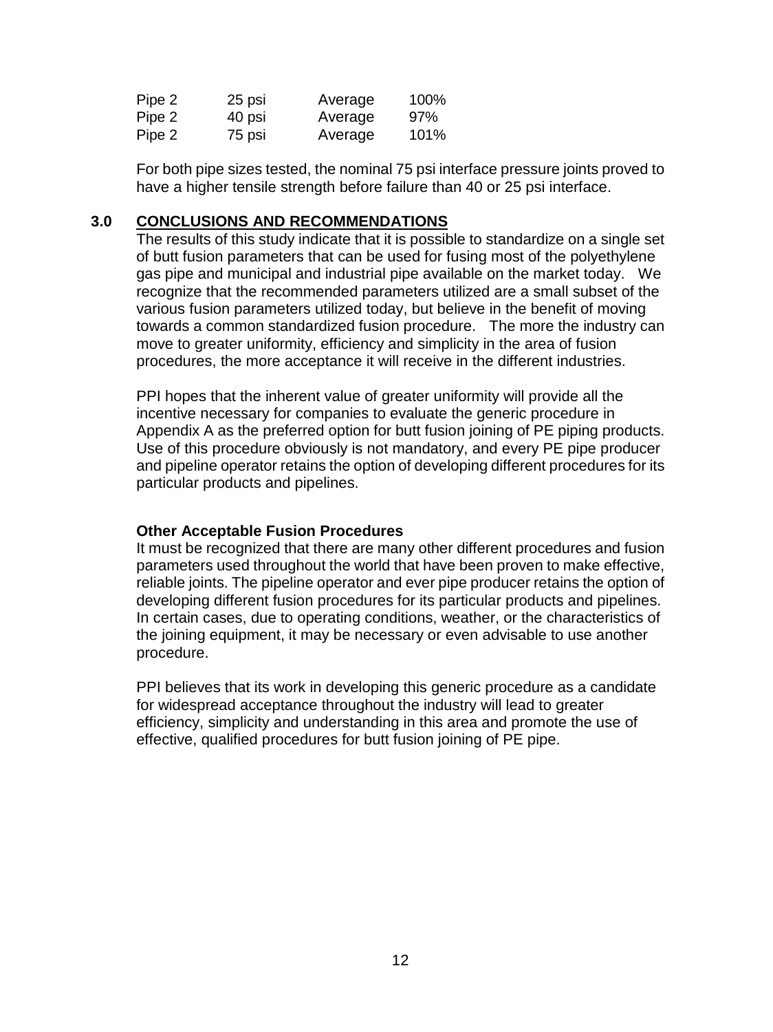| Pipe 2 | 25 psi | Average | 100% |
|---|---|---|---|
| Pipe 2 | 40 psi | Average | 97% |
| Pipe 2 | 75 psi | Average | 101% |

For both pipe sizes tested, the nominal 75 psi interface pressure joints proved to have a higher tensile strength before failure than 40 or 25 psi interface.

## 3.0 CONCLUSIONS AND RECOMMENDATIONS

The results of this study indicate that it is possible to standardize on a single set of butt fusion parameters that can be used for fusing most of the polyethylene gas pipe and municipal and industrial pipe available on the market today. We recognize that the recommended parameters utilized are a small subset of the various fusion parameters utilized today, but believe in the benefit of moving towards a common standardized fusion procedure. The more the industry can move to greater uniformity, efficiency and simplicity in the area of fusion procedures, the more acceptance it will receive in the different industries.

PPI hopes that the inherent value of greater uniformity will provide all the incentive necessary for companies to evaluate the generic procedure in Appendix A as the preferred option for butt fusion joining of PE piping products. Use of this procedure obviously is not mandatory, and every PE pipe producer and pipeline operator retains the option of developing different procedures for its particular products and pipelines.

### Other Acceptable Fusion Procedures

It must be recognized that there are many other different procedures and fusion parameters used throughout the world that have been proven to make effective, reliable joints. The pipeline operator and ever pipe producer retains the option of developing different fusion procedures for its particular products and pipelines. In certain cases, due to operating conditions, weather, or the characteristics of the joining equipment, it may be necessary or even advisable to use another procedure.

PPI believes that its work in developing this generic procedure as a candidate for widespread acceptance throughout the industry will lead to greater efficiency, simplicity and understanding in this area and promote the use of effective, qualified procedures for butt fusion joining of PE pipe.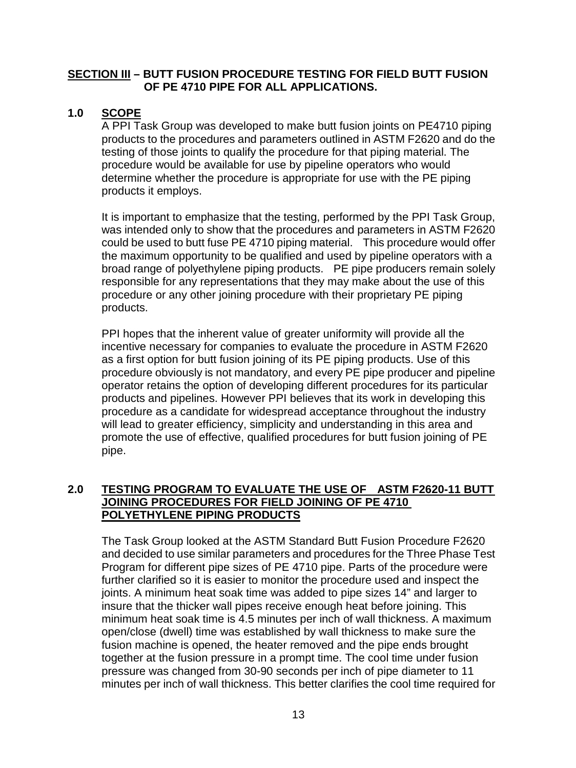## SECTION III – BUTT FUSION PROCEDURE TESTING FOR FIELD BUTT FUSION OF PE 4710 PIPE FOR ALL APPLICATIONS.

### 1.0 SCOPE

A PPI Task Group was developed to make butt fusion joints on PE4710 piping products to the procedures and parameters outlined in ASTM F2620 and do the testing of those joints to qualify the procedure for that piping material. The procedure would be available for use by pipeline operators who would determine whether the procedure is appropriate for use with the PE piping products it employs.

It is important to emphasize that the testing, performed by the PPI Task Group, was intended only to show that the procedures and parameters in ASTM F2620 could be used to butt fuse PE 4710 piping material. This procedure would offer the maximum opportunity to be qualified and used by pipeline operators with a broad range of polyethylene piping products. PE pipe producers remain solely responsible for any representations that they may make about the use of this procedure or any other joining procedure with their proprietary PE piping products.

PPI hopes that the inherent value of greater uniformity will provide all the incentive necessary for companies to evaluate the procedure in ASTM F2620 as a first option for butt fusion joining of its PE piping products. Use of this procedure obviously is not mandatory, and every PE pipe producer and pipeline operator retains the option of developing different procedures for its particular products and pipelines. However PPI believes that its work in developing this procedure as a candidate for widespread acceptance throughout the industry will lead to greater efficiency, simplicity and understanding in this area and promote the use of effective, qualified procedures for butt fusion joining of PE pipe.

### 2.0 TESTING PROGRAM TO EVALUATE THE USE OF ASTM F2620-11 BUTT JOINING PROCEDURES FOR FIELD JOINING OF PE 4710 POLYETHYLENE PIPING PRODUCTS

The Task Group looked at the ASTM Standard Butt Fusion Procedure F2620 and decided to use similar parameters and procedures for the Three Phase Test Program for different pipe sizes of PE 4710 pipe. Parts of the procedure were further clarified so it is easier to monitor the procedure used and inspect the joints. A minimum heat soak time was added to pipe sizes 14" and larger to insure that the thicker wall pipes receive enough heat before joining. This minimum heat soak time is 4.5 minutes per inch of wall thickness. A maximum open/close (dwell) time was established by wall thickness to make sure the fusion machine is opened, the heater removed and the pipe ends brought together at the fusion pressure in a prompt time. The cool time under fusion pressure was changed from 30-90 seconds per inch of pipe diameter to 11 minutes per inch of wall thickness. This better clarifies the cool time required for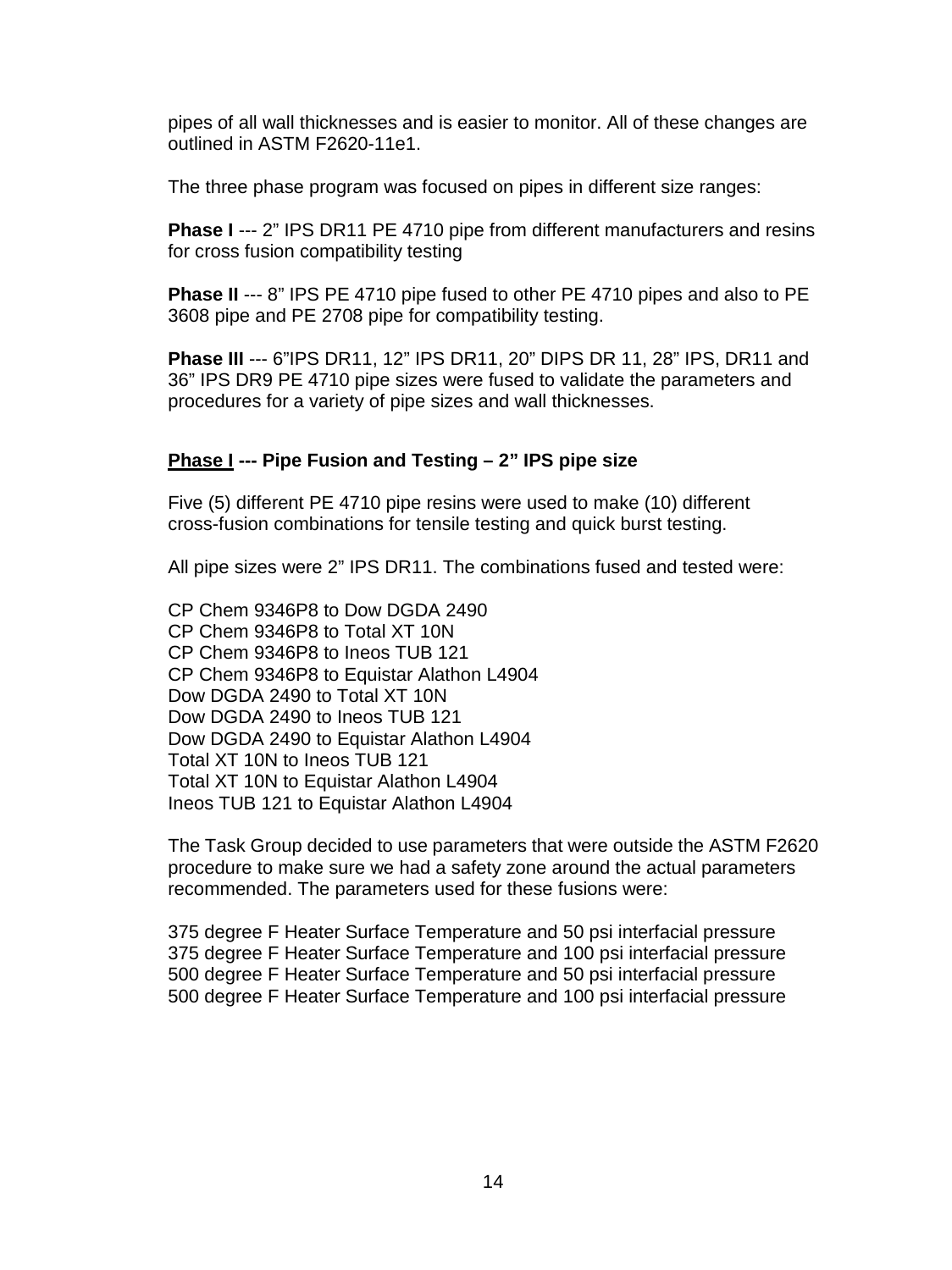pipes of all wall thicknesses and is easier to monitor. All of these changes are outlined in ASTM F2620-11e1.

The three phase program was focused on pipes in different size ranges:

**Phase I** --- 2" IPS DR11 PE 4710 pipe from different manufacturers and resins for cross fusion compatibility testing

**Phase II** --- 8" IPS PE 4710 pipe fused to other PE 4710 pipes and also to PE 3608 pipe and PE 2708 pipe for compatibility testing.

**Phase III** --- 6"IPS DR11, 12" IPS DR11, 20" DIPS DR 11, 28" IPS, DR11 and 36" IPS DR9 PE 4710 pipe sizes were fused to validate the parameters and procedures for a variety of pipe sizes and wall thicknesses.

### <u>Phase I</u> --- Pipe Fusion and Testing – 2" IPS pipe size

Five (5) different PE 4710 pipe resins were used to make (10) different cross-fusion combinations for tensile testing and quick burst testing.

All pipe sizes were 2" IPS DR11. The combinations fused and tested were:

CP Chem 9346P8 to Dow DGDA 2490
CP Chem 9346P8 to Total XT 10N
CP Chem 9346P8 to Ineos TUB 121
CP Chem 9346P8 to Equistar Alathon L4904
Dow DGDA 2490 to Total XT 10N
Dow DGDA 2490 to Ineos TUB 121
Dow DGDA 2490 to Equistar Alathon L4904
Total XT 10N to Ineos TUB 121
Total XT 10N to Equistar Alathon L4904
Ineos TUB 121 to Equistar Alathon L4904

The Task Group decided to use parameters that were outside the ASTM F2620 procedure to make sure we had a safety zone around the actual parameters recommended. The parameters used for these fusions were:

375 degree F Heater Surface Temperature and 50 psi interfacial pressure
375 degree F Heater Surface Temperature and 100 psi interfacial pressure
500 degree F Heater Surface Temperature and 50 psi interfacial pressure
500 degree F Heater Surface Temperature and 100 psi interfacial pressure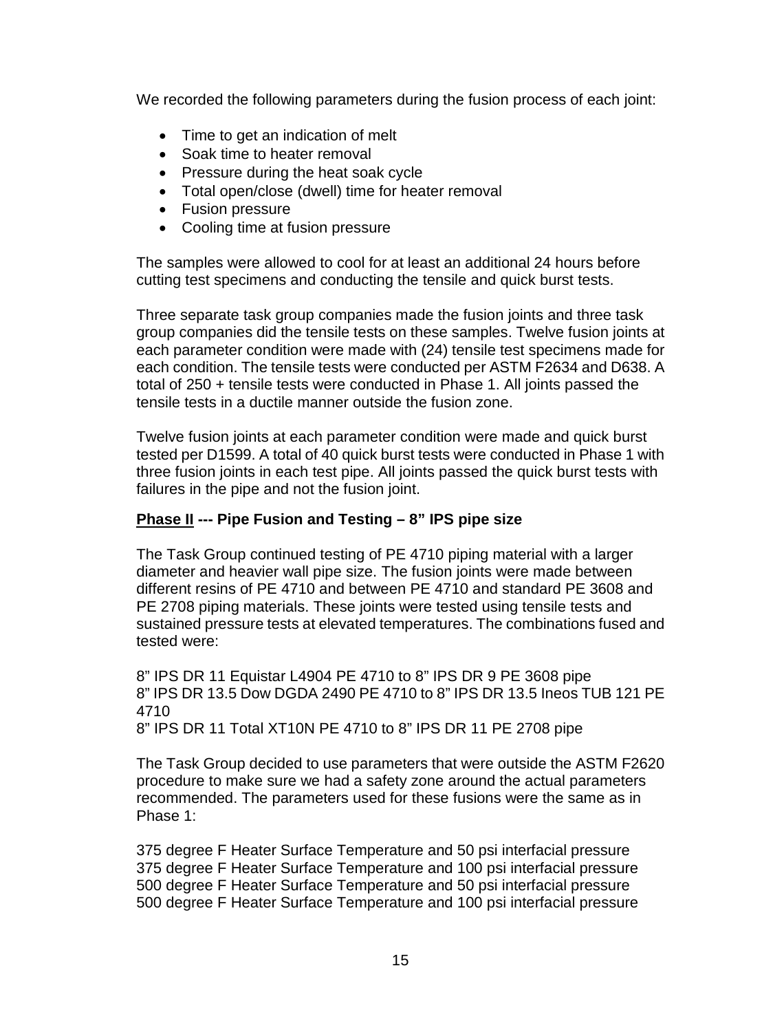We recorded the following parameters during the fusion process of each joint:

- Time to get an indication of melt
- Soak time to heater removal
- Pressure during the heat soak cycle
- Total open/close (dwell) time for heater removal
- Fusion pressure
- Cooling time at fusion pressure

The samples were allowed to cool for at least an additional 24 hours before cutting test specimens and conducting the tensile and quick burst tests.

Three separate task group companies made the fusion joints and three task group companies did the tensile tests on these samples. Twelve fusion joints at each parameter condition were made with (24) tensile test specimens made for each condition. The tensile tests were conducted per ASTM F2634 and D638. A total of 250 + tensile tests were conducted in Phase 1. All joints passed the tensile tests in a ductile manner outside the fusion zone.

Twelve fusion joints at each parameter condition were made and quick burst tested per D1599. A total of 40 quick burst tests were conducted in Phase 1 with three fusion joints in each test pipe. All joints passed the quick burst tests with failures in the pipe and not the fusion joint.

**<u>Phase II</u> --- Pipe Fusion and Testing – 8" IPS pipe size**

The Task Group continued testing of PE 4710 piping material with a larger diameter and heavier wall pipe size. The fusion joints were made between different resins of PE 4710 and between PE 4710 and standard PE 3608 and PE 2708 piping materials. These joints were tested using tensile tests and sustained pressure tests at elevated temperatures. The combinations fused and tested were:

8" IPS DR 11 Equistar L4904 PE 4710 to 8" IPS DR 9 PE 3608 pipe
8" IPS DR 13.5 Dow DGDA 2490 PE 4710 to 8" IPS DR 13.5 Ineos TUB 121 PE 4710
8" IPS DR 11 Total XT10N PE 4710 to 8" IPS DR 11 PE 2708 pipe

The Task Group decided to use parameters that were outside the ASTM F2620 procedure to make sure we had a safety zone around the actual parameters recommended. The parameters used for these fusions were the same as in Phase 1:

375 degree F Heater Surface Temperature and 50 psi interfacial pressure
375 degree F Heater Surface Temperature and 100 psi interfacial pressure
500 degree F Heater Surface Temperature and 50 psi interfacial pressure
500 degree F Heater Surface Temperature and 100 psi interfacial pressure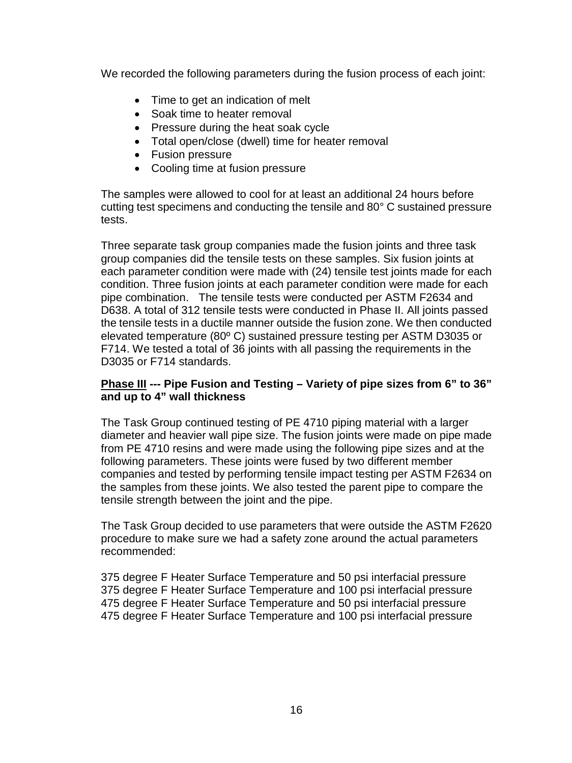We recorded the following parameters during the fusion process of each joint:

- Time to get an indication of melt
- Soak time to heater removal
- Pressure during the heat soak cycle
- Total open/close (dwell) time for heater removal
- Fusion pressure
- Cooling time at fusion pressure

The samples were allowed to cool for at least an additional 24 hours before cutting test specimens and conducting the tensile and 80° C sustained pressure tests.

Three separate task group companies made the fusion joints and three task group companies did the tensile tests on these samples. Six fusion joints at each parameter condition were made with (24) tensile test joints made for each condition. Three fusion joints at each parameter condition were made for each pipe combination. The tensile tests were conducted per ASTM F2634 and D638. A total of 312 tensile tests were conducted in Phase II. All joints passed the tensile tests in a ductile manner outside the fusion zone. We then conducted elevated temperature (80º C) sustained pressure testing per ASTM D3035 or F714. We tested a total of 36 joints with all passing the requirements in the D3035 or F714 standards.

**<u>Phase III</u> --- Pipe Fusion and Testing – Variety of pipe sizes from 6” to 36” and up to 4” wall thickness**

The Task Group continued testing of PE 4710 piping material with a larger diameter and heavier wall pipe size. The fusion joints were made on pipe made from PE 4710 resins and were made using the following pipe sizes and at the following parameters. These joints were fused by two different member companies and tested by performing tensile impact testing per ASTM F2634 on the samples from these joints. We also tested the parent pipe to compare the tensile strength between the joint and the pipe.

The Task Group decided to use parameters that were outside the ASTM F2620 procedure to make sure we had a safety zone around the actual parameters recommended:

375 degree F Heater Surface Temperature and 50 psi interfacial pressure
375 degree F Heater Surface Temperature and 100 psi interfacial pressure
475 degree F Heater Surface Temperature and 50 psi interfacial pressure
475 degree F Heater Surface Temperature and 100 psi interfacial pressure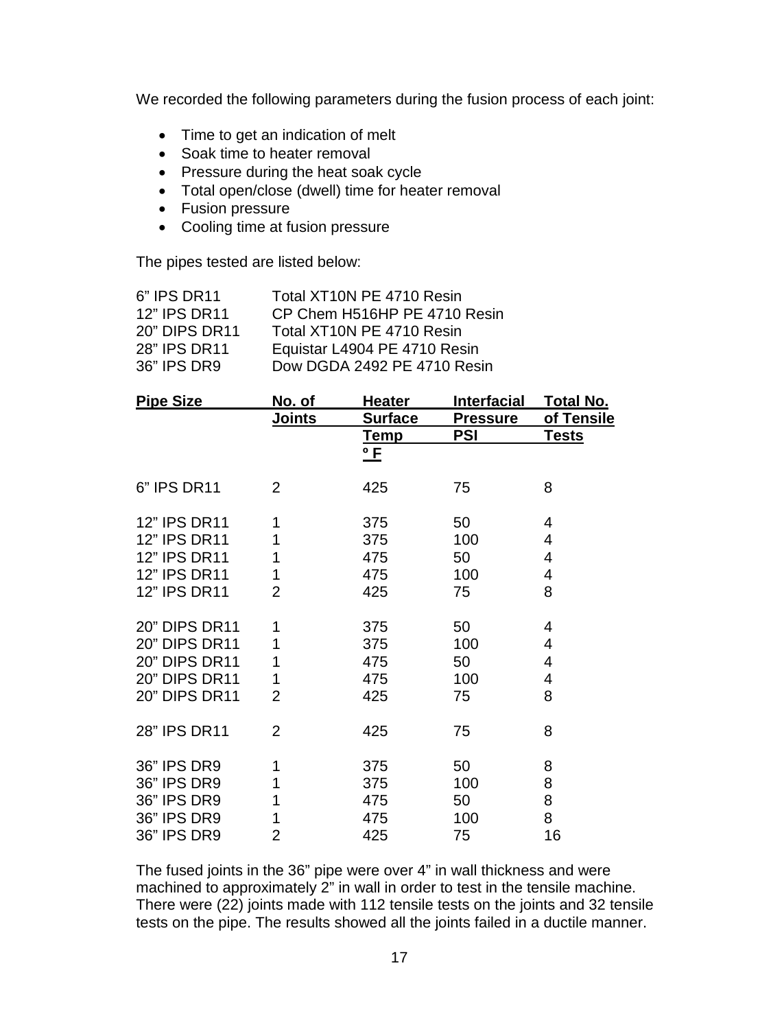We recorded the following parameters during the fusion process of each joint:

- Time to get an indication of melt
- Soak time to heater removal
- Pressure during the heat soak cycle
- Total open/close (dwell) time for heater removal
- Fusion pressure
- Cooling time at fusion pressure

The pipes tested are listed below:

| | |
|---|---|
| 6" IPS DR11 | Total XT10N PE 4710 Resin |
| 12" IPS DR11 | CP Chem H516HP PE 4710 Resin |
| 20" DIPS DR11 | Total XT10N PE 4710 Resin |
| 28" IPS DR11 | Equistar L4904 PE 4710 Resin |
| 36" IPS DR9 | Dow DGDA 2492 PE 4710 Resin |

| Pipe Size | No. of Joints | Heater Surface Temp ° F | Interfacial Pressure PSI | Total No. of Tensile Tests |
|---|---|---|---|---|
| 6" IPS DR11 | 2 | 425 | 75 | 8 |
| 12" IPS DR11 | 1 | 375 | 50 | 4 |
| 12" IPS DR11 | 1 | 375 | 100 | 4 |
| 12" IPS DR11 | 1 | 475 | 50 | 4 |
| 12" IPS DR11 | 1 | 475 | 100 | 4 |
| 12" IPS DR11 | 2 | 425 | 75 | 8 |
| 20" DIPS DR11 | 1 | 375 | 50 | 4 |
| 20" DIPS DR11 | 1 | 375 | 100 | 4 |
| 20" DIPS DR11 | 1 | 475 | 50 | 4 |
| 20" DIPS DR11 | 1 | 475 | 100 | 4 |
| 20" DIPS DR11 | 2 | 425 | 75 | 8 |
| 28" IPS DR11 | 2 | 425 | 75 | 8 |
| 36" IPS DR9 | 1 | 375 | 50 | 8 |
| 36" IPS DR9 | 1 | 375 | 100 | 8 |
| 36" IPS DR9 | 1 | 475 | 50 | 8 |
| 36" IPS DR9 | 1 | 475 | 100 | 8 |
| 36" IPS DR9 | 2 | 425 | 75 | 16 |

The fused joints in the 36" pipe were over 4" in wall thickness and were machined to approximately 2" in wall in order to test in the tensile machine. There were (22) joints made with 112 tensile tests on the joints and 32 tensile tests on the pipe. The results showed all the joints failed in a ductile manner.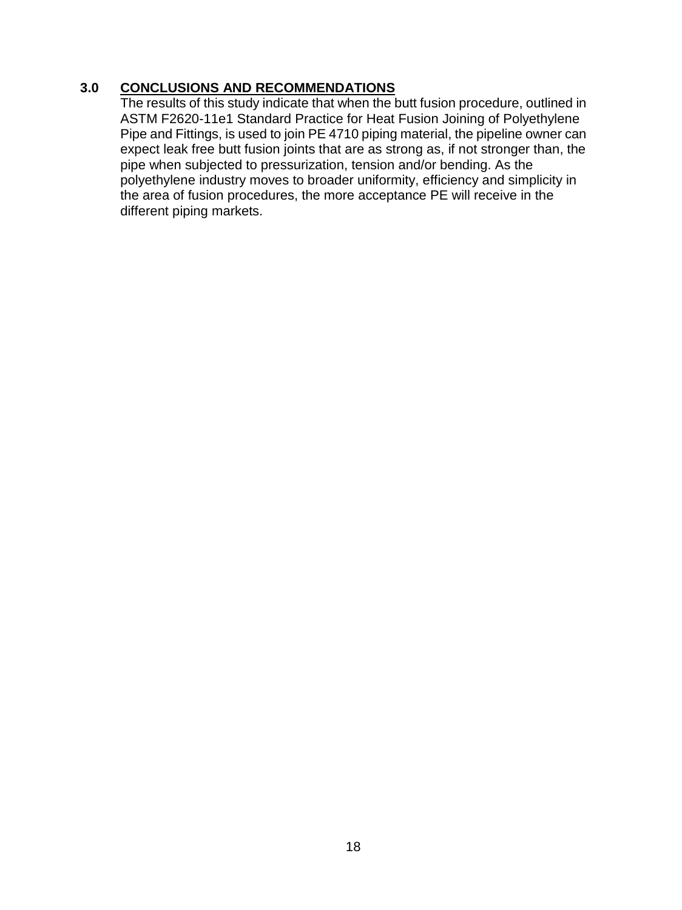## 3.0 CONCLUSIONS AND RECOMMENDATIONS

The results of this study indicate that when the butt fusion procedure, outlined in ASTM F2620-11e1 Standard Practice for Heat Fusion Joining of Polyethylene Pipe and Fittings, is used to join PE 4710 piping material, the pipeline owner can expect leak free butt fusion joints that are as strong as, if not stronger than, the pipe when subjected to pressurization, tension and/or bending. As the polyethylene industry moves to broader uniformity, efficiency and simplicity in the area of fusion procedures, the more acceptance PE will receive in the different piping markets.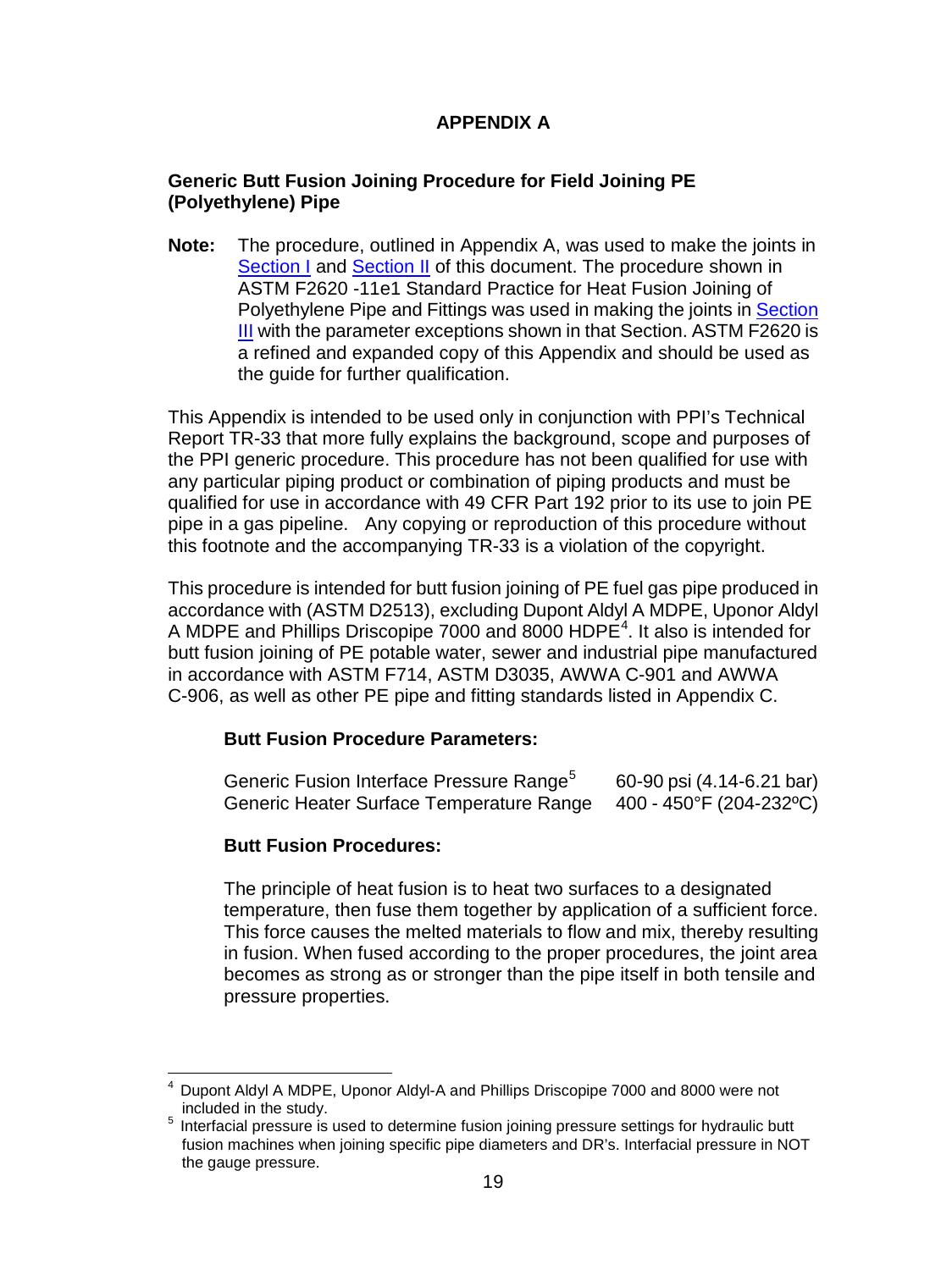# APPENDIX A

## Generic Butt Fusion Joining Procedure for Field Joining PE (Polyethylene) Pipe

**Note:** The procedure, outlined in Appendix A, was used to make the joints in Section I and Section II of this document. The procedure shown in ASTM F2620 -11e1 Standard Practice for Heat Fusion Joining of Polyethylene Pipe and Fittings was used in making the joints in Section III with the parameter exceptions shown in that Section. ASTM F2620 is a refined and expanded copy of this Appendix and should be used as the guide for further qualification.

This Appendix is intended to be used only in conjunction with PPI's Technical Report TR-33 that more fully explains the background, scope and purposes of the PPI generic procedure. This procedure has not been qualified for use with any particular piping product or combination of piping products and must be qualified for use in accordance with 49 CFR Part 192 prior to its use to join PE pipe in a gas pipeline. Any copying or reproduction of this procedure without this footnote and the accompanying TR-33 is a violation of the copyright.

This procedure is intended for butt fusion joining of PE fuel gas pipe produced in accordance with (ASTM D2513), excluding Dupont Aldyl A MDPE, Uponor Aldyl A MDPE and Phillips Driscopipe 7000 and 8000 HDPE[4]. It also is intended for butt fusion joining of PE potable water, sewer and industrial pipe manufactured in accordance with ASTM F714, ASTM D3035, AWWA C-901 and AWWA C-906, as well as other PE pipe and fitting standards listed in Appendix C.

### Butt Fusion Procedure Parameters:

| | |
|---|---|
| Generic Fusion Interface Pressure Range[5] | 60-90 psi (4.14-6.21 bar) |
| Generic Heater Surface Temperature Range | 400 - 450°F (204-232ºC) |

### Butt Fusion Procedures:

The principle of heat fusion is to heat two surfaces to a designated temperature, then fuse them together by application of a sufficient force. This force causes the melted materials to flow and mix, thereby resulting in fusion. When fused according to the proper procedures, the joint area becomes as strong as or stronger than the pipe itself in both tensile and pressure properties.

---

[4] Dupont Aldyl A MDPE, Uponor Aldyl-A and Phillips Driscopipe 7000 and 8000 were not included in the study.

[5] Interfacial pressure is used to determine fusion joining pressure settings for hydraulic butt fusion machines when joining specific pipe diameters and DR's. Interfacial pressure in NOT the gauge pressure.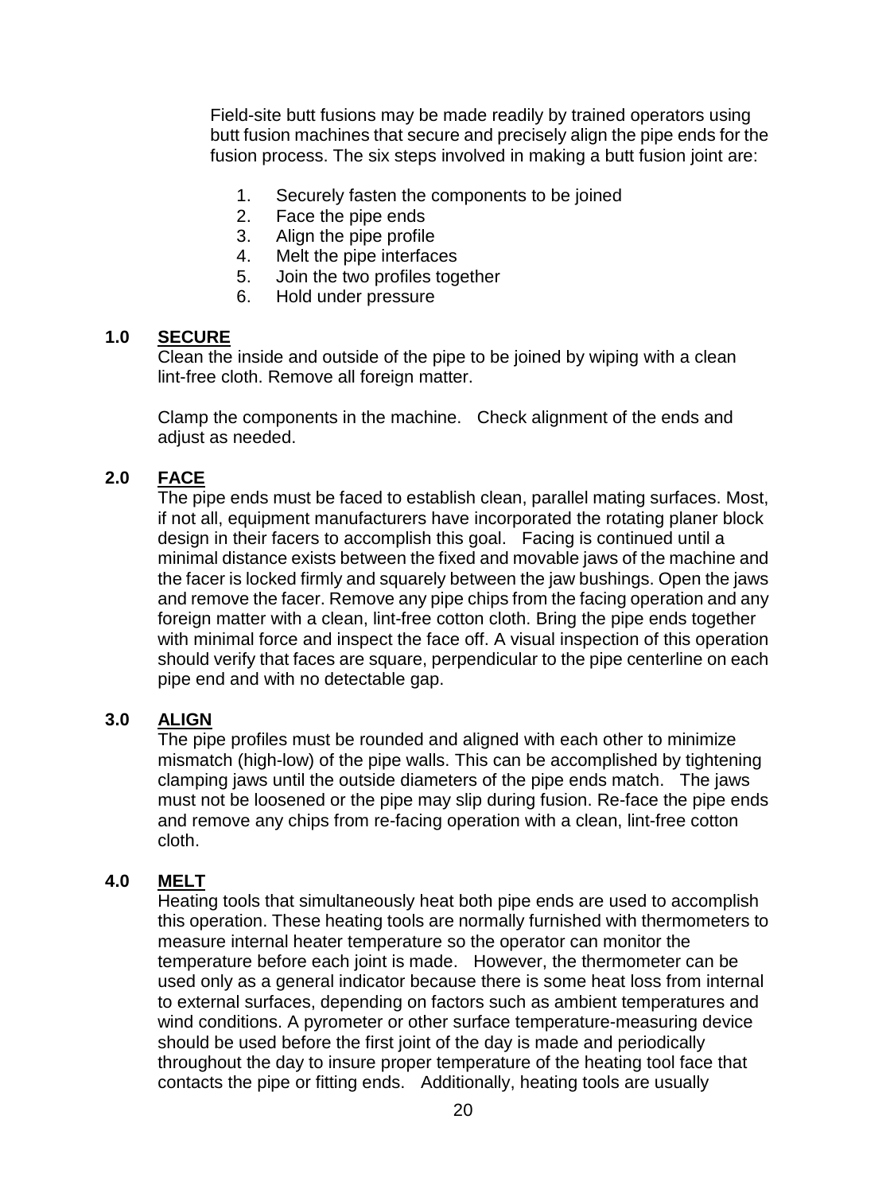Field-site butt fusions may be made readily by trained operators using butt fusion machines that secure and precisely align the pipe ends for the fusion process. The six steps involved in making a butt fusion joint are:

1. Securely fasten the components to be joined
2. Face the pipe ends
3. Align the pipe profile
4. Melt the pipe interfaces
5. Join the two profiles together
6. Hold under pressure

### 1.0 SECURE

Clean the inside and outside of the pipe to be joined by wiping with a clean lint-free cloth. Remove all foreign matter.

Clamp the components in the machine. Check alignment of the ends and adjust as needed.

### 2.0 FACE

The pipe ends must be faced to establish clean, parallel mating surfaces. Most, if not all, equipment manufacturers have incorporated the rotating planer block design in their facers to accomplish this goal. Facing is continued until a minimal distance exists between the fixed and movable jaws of the machine and the facer is locked firmly and squarely between the jaw bushings. Open the jaws and remove the facer. Remove any pipe chips from the facing operation and any foreign matter with a clean, lint-free cotton cloth. Bring the pipe ends together with minimal force and inspect the face off. A visual inspection of this operation should verify that faces are square, perpendicular to the pipe centerline on each pipe end and with no detectable gap.

### 3.0 ALIGN

The pipe profiles must be rounded and aligned with each other to minimize mismatch (high-low) of the pipe walls. This can be accomplished by tightening clamping jaws until the outside diameters of the pipe ends match. The jaws must not be loosened or the pipe may slip during fusion. Re-face the pipe ends and remove any chips from re-facing operation with a clean, lint-free cotton cloth.

### 4.0 MELT

Heating tools that simultaneously heat both pipe ends are used to accomplish this operation. These heating tools are normally furnished with thermometers to measure internal heater temperature so the operator can monitor the temperature before each joint is made. However, the thermometer can be used only as a general indicator because there is some heat loss from internal to external surfaces, depending on factors such as ambient temperatures and wind conditions. A pyrometer or other surface temperature-measuring device should be used before the first joint of the day is made and periodically throughout the day to insure proper temperature of the heating tool face that contacts the pipe or fitting ends. Additionally, heating tools are usually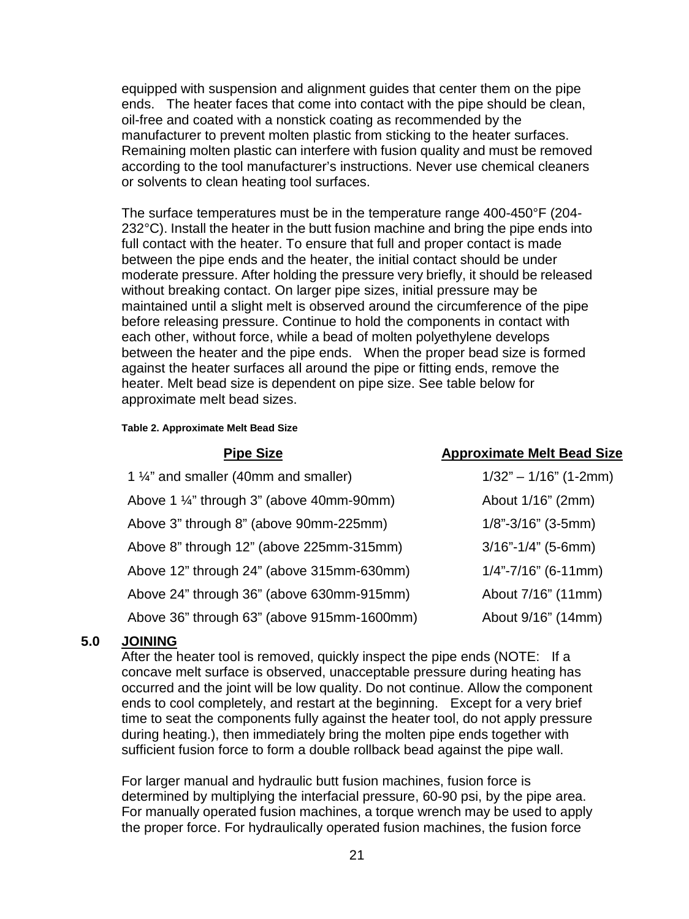equipped with suspension and alignment guides that center them on the pipe ends. The heater faces that come into contact with the pipe should be clean, oil-free and coated with a nonstick coating as recommended by the manufacturer to prevent molten plastic from sticking to the heater surfaces. Remaining molten plastic can interfere with fusion quality and must be removed according to the tool manufacturer's instructions. Never use chemical cleaners or solvents to clean heating tool surfaces.

The surface temperatures must be in the temperature range 400-450°F (204-232°C). Install the heater in the butt fusion machine and bring the pipe ends into full contact with the heater. To ensure that full and proper contact is made between the pipe ends and the heater, the initial contact should be under moderate pressure. After holding the pressure very briefly, it should be released without breaking contact. On larger pipe sizes, initial pressure may be maintained until a slight melt is observed around the circumference of the pipe before releasing pressure. Continue to hold the components in contact with each other, without force, while a bead of molten polyethylene develops between the heater and the pipe ends. When the proper bead size is formed against the heater surfaces all around the pipe or fitting ends, remove the heater. Melt bead size is dependent on pipe size. See table below for approximate melt bead sizes.

**Table 2. Approximate Melt Bead Size**

| Pipe Size | Approximate Melt Bead Size |
|---|---|
| 1 ¼" and smaller (40mm and smaller) | 1/32" – 1/16" (1-2mm) |
| Above 1 ¼" through 3" (above 40mm-90mm) | About 1/16" (2mm) |
| Above 3" through 8" (above 90mm-225mm) | 1/8"-3/16" (3-5mm) |
| Above 8" through 12" (above 225mm-315mm) | 3/16"-1/4" (5-6mm) |
| Above 12" through 24" (above 315mm-630mm) | 1/4"-7/16" (6-11mm) |
| Above 24" through 36" (above 630mm-915mm) | About 7/16" (11mm) |
| Above 36" through 63" (above 915mm-1600mm) | About 9/16" (14mm) |

## 5.0 JOINING

After the heater tool is removed, quickly inspect the pipe ends (NOTE: If a concave melt surface is observed, unacceptable pressure during heating has occurred and the joint will be low quality. Do not continue. Allow the component ends to cool completely, and restart at the beginning. Except for a very brief time to seat the components fully against the heater tool, do not apply pressure during heating.), then immediately bring the molten pipe ends together with sufficient fusion force to form a double rollback bead against the pipe wall.

For larger manual and hydraulic butt fusion machines, fusion force is determined by multiplying the interfacial pressure, 60-90 psi, by the pipe area. For manually operated fusion machines, a torque wrench may be used to apply the proper force. For hydraulically operated fusion machines, the fusion force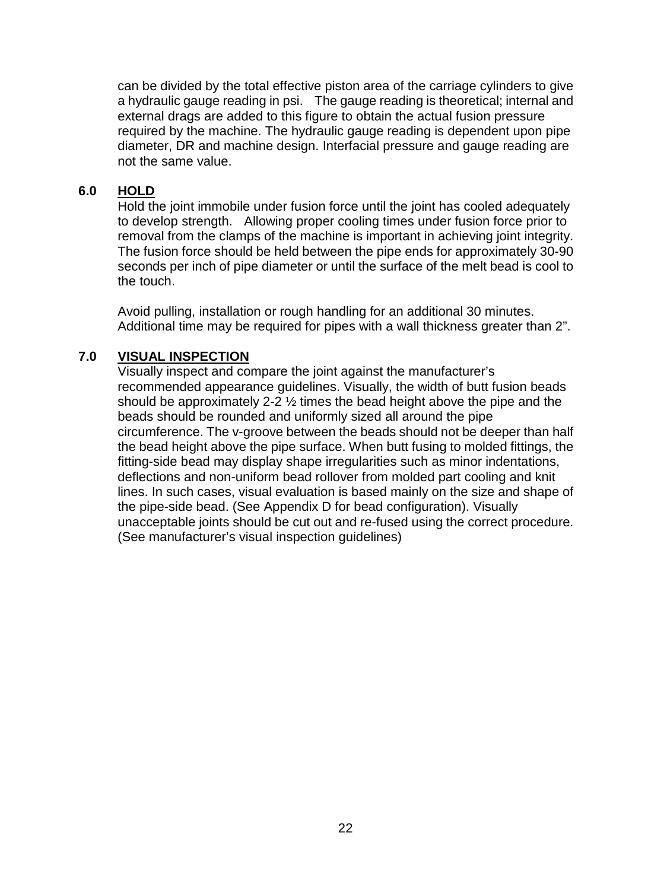can be divided by the total effective piston area of the carriage cylinders to give a hydraulic gauge reading in psi. The gauge reading is theoretical; internal and external drags are added to this figure to obtain the actual fusion pressure required by the machine. The hydraulic gauge reading is dependent upon pipe diameter, DR and machine design. Interfacial pressure and gauge reading are not the same value.

## 6.0 HOLD

Hold the joint immobile under fusion force until the joint has cooled adequately to develop strength. Allowing proper cooling times under fusion force prior to removal from the clamps of the machine is important in achieving joint integrity. The fusion force should be held between the pipe ends for approximately 30-90 seconds per inch of pipe diameter or until the surface of the melt bead is cool to the touch.

Avoid pulling, installation or rough handling for an additional 30 minutes. Additional time may be required for pipes with a wall thickness greater than 2".

## 7.0 VISUAL INSPECTION

Visually inspect and compare the joint against the manufacturer's recommended appearance guidelines. Visually, the width of butt fusion beads should be approximately 2-2 ½ times the bead height above the pipe and the beads should be rounded and uniformly sized all around the pipe circumference. The v-groove between the beads should not be deeper than half the bead height above the pipe surface. When butt fusing to molded fittings, the fitting-side bead may display shape irregularities such as minor indentations, deflections and non-uniform bead rollover from molded part cooling and knit lines. In such cases, visual evaluation is based mainly on the size and shape of the pipe-side bead. (See Appendix D for bead configuration). Visually unacceptable joints should be cut out and re-fused using the correct procedure. (See manufacturer's visual inspection guidelines)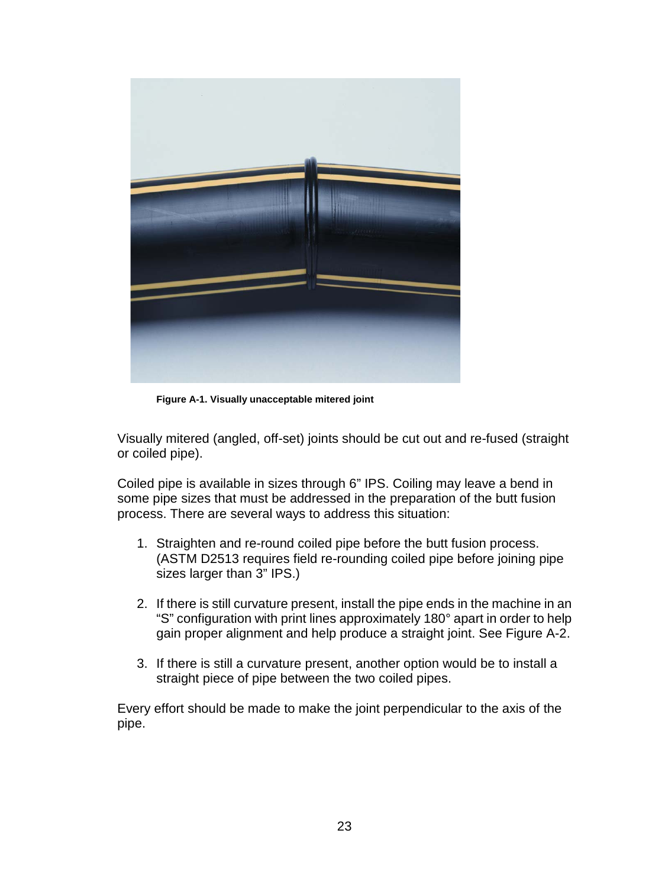**Figure A-1. Visually unacceptable mitered joint**

Visually mitered (angled, off-set) joints should be cut out and re-fused (straight or coiled pipe).

Coiled pipe is available in sizes through 6" IPS. Coiling may leave a bend in some pipe sizes that must be addressed in the preparation of the butt fusion process. There are several ways to address this situation:

1. Straighten and re-round coiled pipe before the butt fusion process. (ASTM D2513 requires field re-rounding coiled pipe before joining pipe sizes larger than 3" IPS.)

2. If there is still curvature present, install the pipe ends in the machine in an "S" configuration with print lines approximately 180° apart in order to help gain proper alignment and help produce a straight joint. See Figure A-2.

3. If there is still a curvature present, another option would be to install a straight piece of pipe between the two coiled pipes.

Every effort should be made to make the joint perpendicular to the axis of the pipe.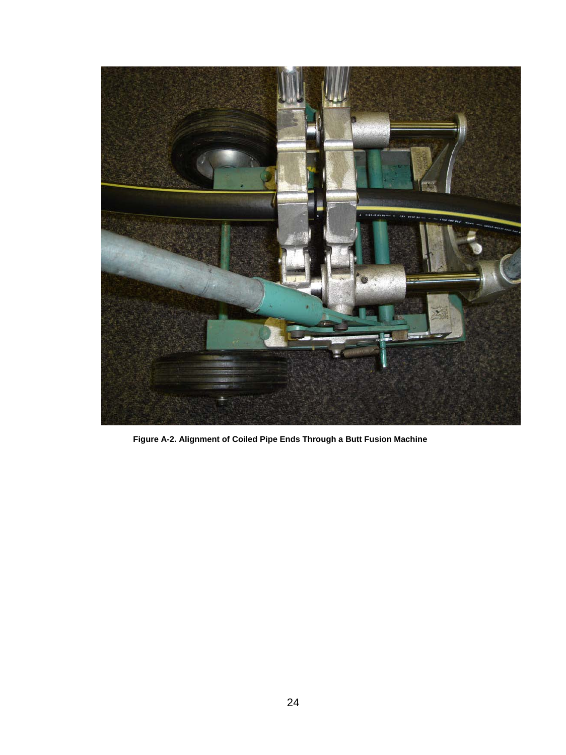**Figure A-2. Alignment of Coiled Pipe Ends Through a Butt Fusion Machine**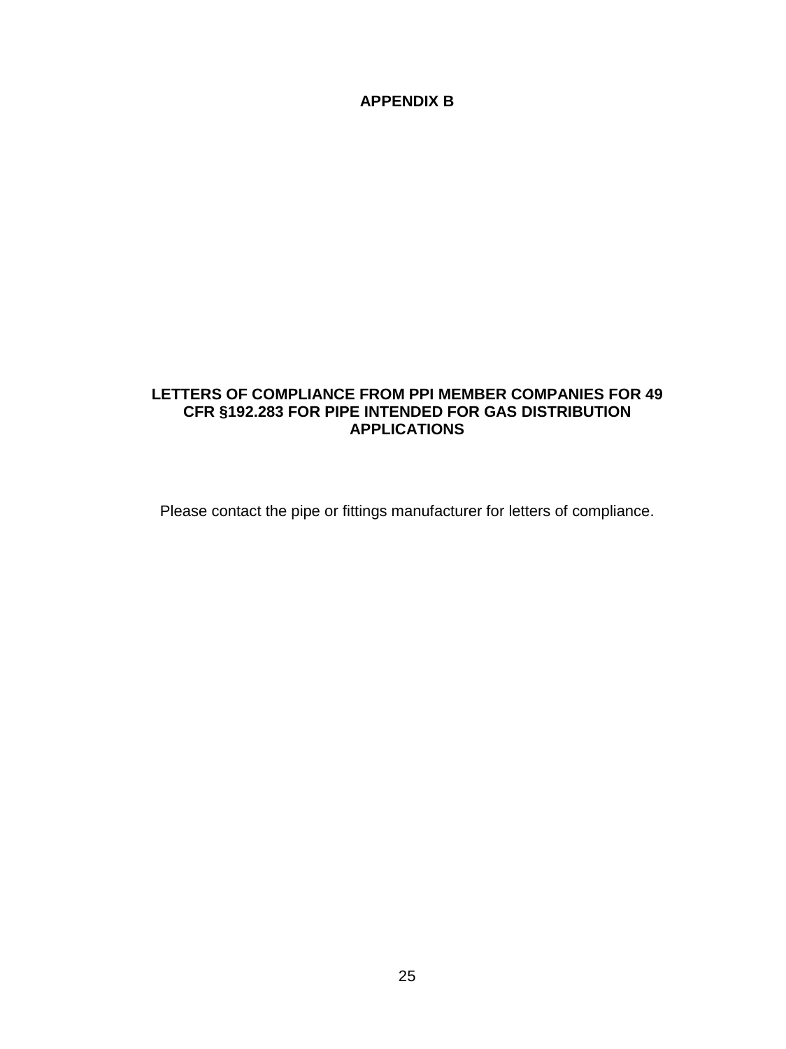# APPENDIX B

## LETTERS OF COMPLIANCE FROM PPI MEMBER COMPANIES FOR 49 CFR §192.283 FOR PIPE INTENDED FOR GAS DISTRIBUTION APPLICATIONS

Please contact the pipe or fittings manufacturer for letters of compliance.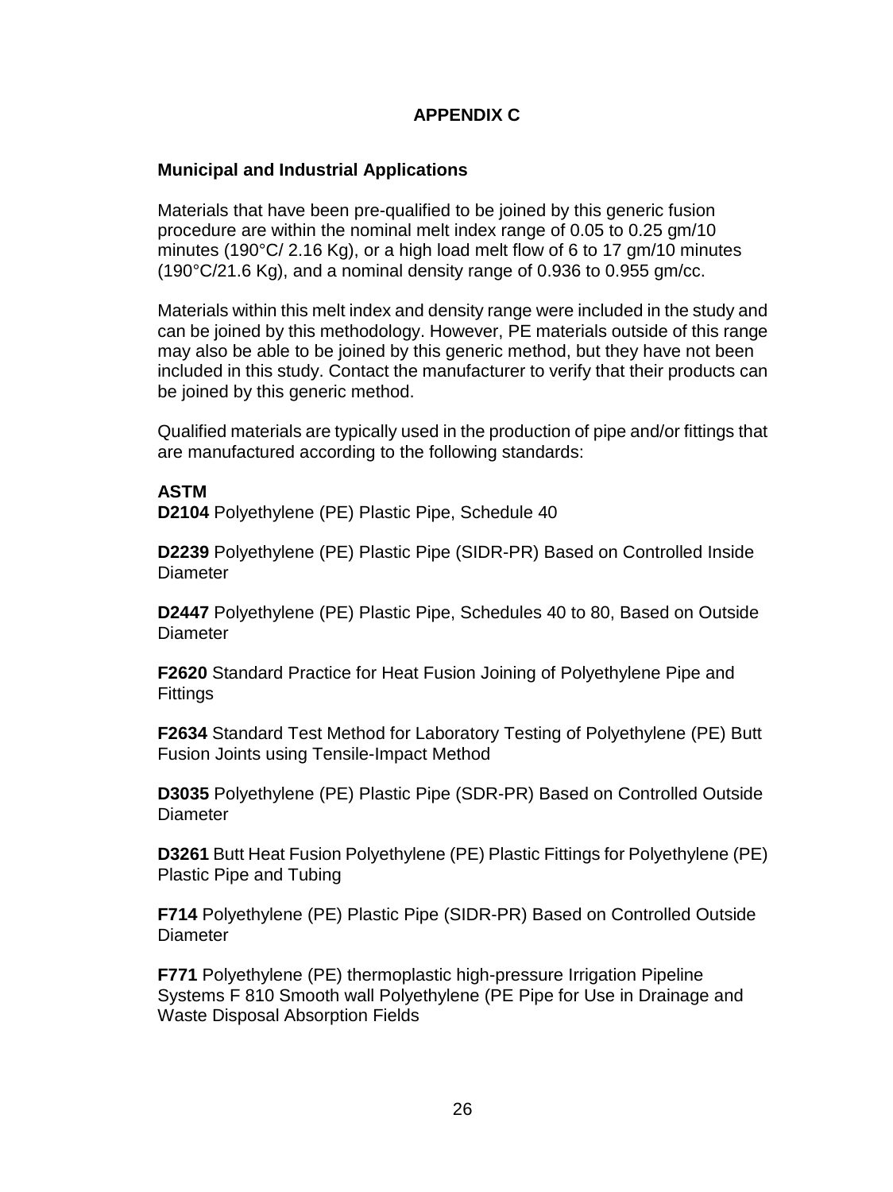## APPENDIX C

### Municipal and Industrial Applications

Materials that have been pre-qualified to be joined by this generic fusion procedure are within the nominal melt index range of 0.05 to 0.25 gm/10 minutes (190°C/ 2.16 Kg), or a high load melt flow of 6 to 17 gm/10 minutes (190°C/21.6 Kg), and a nominal density range of 0.936 to 0.955 gm/cc.

Materials within this melt index and density range were included in the study and can be joined by this methodology. However, PE materials outside of this range may also be able to be joined by this generic method, but they have not been included in this study. Contact the manufacturer to verify that their products can be joined by this generic method.

Qualified materials are typically used in the production of pipe and/or fittings that are manufactured according to the following standards:

**ASTM**

**D2104** Polyethylene (PE) Plastic Pipe, Schedule 40

**D2239** Polyethylene (PE) Plastic Pipe (SIDR-PR) Based on Controlled Inside Diameter

**D2447** Polyethylene (PE) Plastic Pipe, Schedules 40 to 80, Based on Outside Diameter

**F2620** Standard Practice for Heat Fusion Joining of Polyethylene Pipe and Fittings

**F2634** Standard Test Method for Laboratory Testing of Polyethylene (PE) Butt Fusion Joints using Tensile-Impact Method

**D3035** Polyethylene (PE) Plastic Pipe (SDR-PR) Based on Controlled Outside Diameter

**D3261** Butt Heat Fusion Polyethylene (PE) Plastic Fittings for Polyethylene (PE) Plastic Pipe and Tubing

**F714** Polyethylene (PE) Plastic Pipe (SIDR-PR) Based on Controlled Outside Diameter

**F771** Polyethylene (PE) thermoplastic high-pressure Irrigation Pipeline Systems F 810 Smooth wall Polyethylene (PE Pipe for Use in Drainage and Waste Disposal Absorption Fields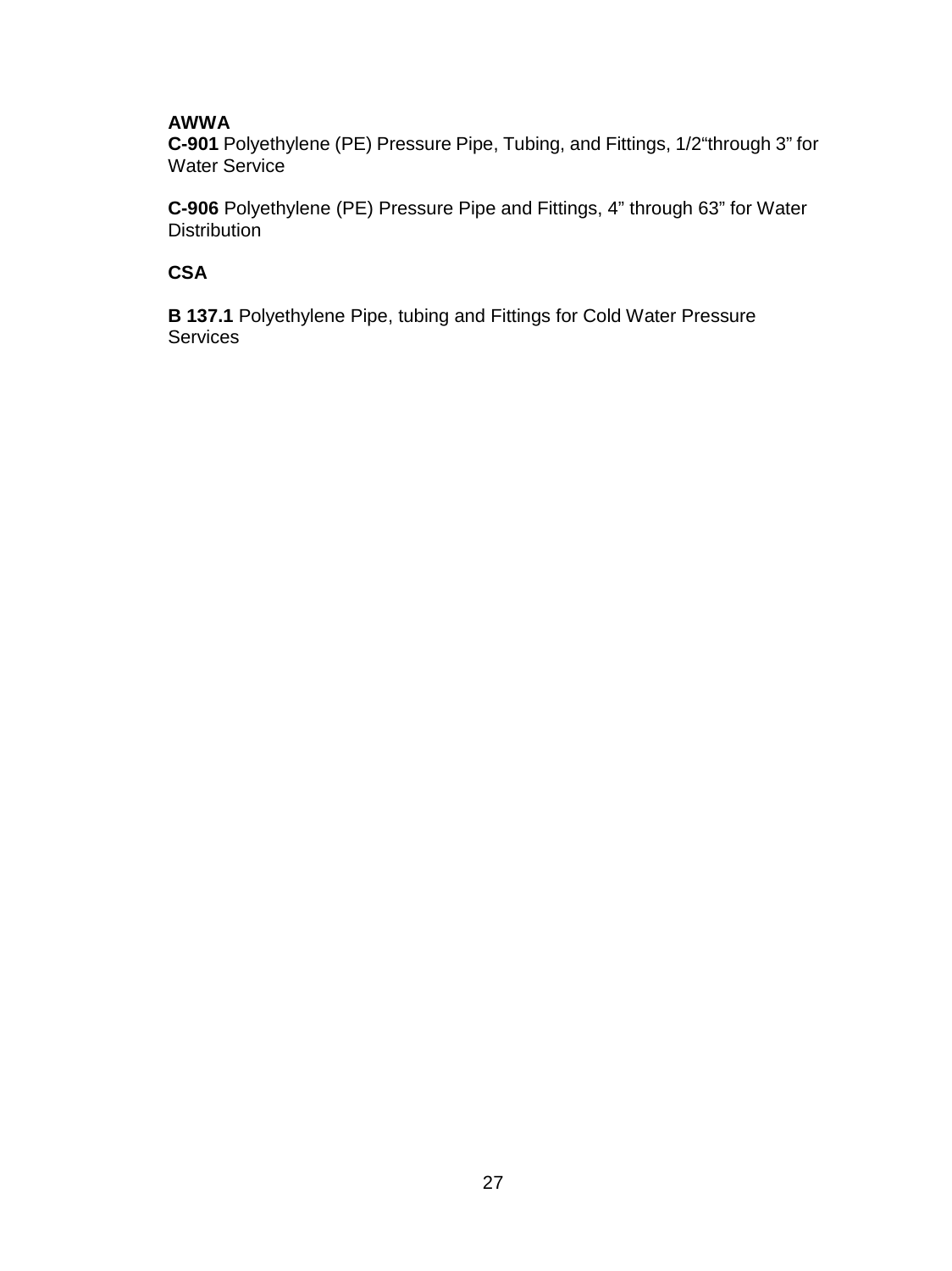**AWWA**

**C-901** Polyethylene (PE) Pressure Pipe, Tubing, and Fittings, 1/2"through 3" for Water Service

**C-906** Polyethylene (PE) Pressure Pipe and Fittings, 4" through 63" for Water Distribution

**CSA**

**B 137.1** Polyethylene Pipe, tubing and Fittings for Cold Water Pressure Services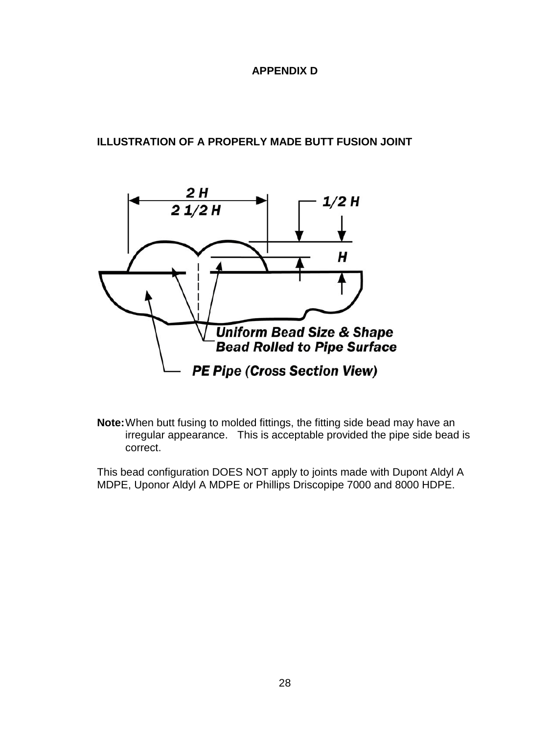# APPENDIX D

## ILLUSTRATION OF A PROPERLY MADE BUTT FUSION JOINT

2 H
2 1/2 H
1/2 H
H
Uniform Bead Size & Shape
Bead Rolled to Pipe Surface
PE Pipe (Cross Section View)

**Note:** When butt fusing to molded fittings, the fitting side bead may have an irregular appearance. This is acceptable provided the pipe side bead is correct.

This bead configuration DOES NOT apply to joints made with Dupont Aldyl A MDPE, Uponor Aldyl A MDPE or Phillips Driscopipe 7000 and 8000 HDPE.